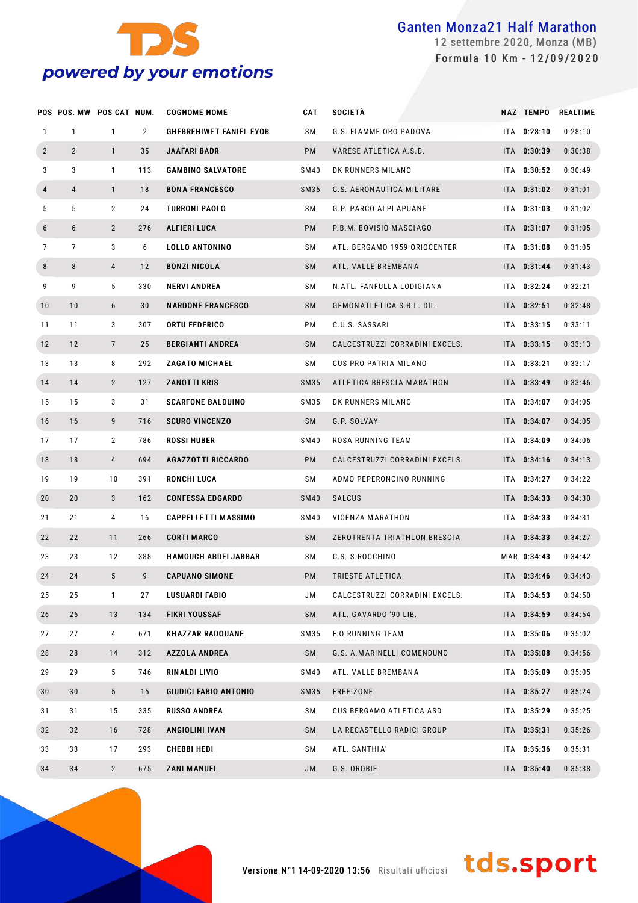# Ganten Monza21 Half Marathon

12 settembre 2020, Monza (MB)

Formula 10 Km - 12/09/2020

| POS | POS. MW | POS CAT | NUM. | COGNOME NOME | CAT | SOCIETÀ | NAZ | TEMPO | REALTIME |
|---|---|---|---|---|---|---|---|---|---|
| 1 | 1 | 1 | 2 | GHEBREHIWET FANIEL EYOB | SM | G.S. FIAMME ORO PADOVA | ITA | 0:28:10 | 0:28:10 |
| 2 | 2 | 1 | 35 | JAAFARI BADR | PM | VARESE ATLETICA A.S.D. | ITA | 0:30:39 | 0:30:38 |
| 3 | 3 | 1 | 113 | GAMBINO SALVATORE | SM40 | DK RUNNERS MILANO | ITA | 0:30:52 | 0:30:49 |
| 4 | 4 | 1 | 18 | BONA FRANCESCO | SM35 | C.S. AERONAUTICA MILITARE | ITA | 0:31:02 | 0:31:01 |
| 5 | 5 | 2 | 24 | TURRONI PAOLO | SM | G.P. PARCO ALPI APUANE | ITA | 0:31:03 | 0:31:02 |
| 6 | 6 | 2 | 276 | ALFIERI LUCA | PM | P.B.M. BOVISIO MASCIAGO | ITA | 0:31:07 | 0:31:05 |
| 7 | 7 | 3 | 6 | LOLLO ANTONINO | SM | ATL. BERGAMO 1959 ORIOCENTER | ITA | 0:31:08 | 0:31:05 |
| 8 | 8 | 4 | 12 | BONZI NICOLA | SM | ATL. VALLE BREMBANA | ITA | 0:31:44 | 0:31:43 |
| 9 | 9 | 5 | 330 | NERVI ANDREA | SM | N.ATL. FANFULLA LODIGIANA | ITA | 0:32:24 | 0:32:21 |
| 10 | 10 | 6 | 30 | NARDONE FRANCESCO | SM | GEMONATLETICA S.R.L. DIL. | ITA | 0:32:51 | 0:32:48 |
| 11 | 11 | 3 | 307 | ORTU FEDERICO | PM | C.U.S. SASSARI | ITA | 0:33:15 | 0:33:11 |
| 12 | 12 | 7 | 25 | BERGIANTI ANDREA | SM | CALCESTRUZZI CORRADINI EXCELS. | ITA | 0:33:15 | 0:33:13 |
| 13 | 13 | 8 | 292 | ZAGATO MICHAEL | SM | CUS PRO PATRIA MILANO | ITA | 0:33:21 | 0:33:17 |
| 14 | 14 | 2 | 127 | ZANOTTI KRIS | SM35 | ATLETICA BRESCIA MARATHON | ITA | 0:33:49 | 0:33:46 |
| 15 | 15 | 3 | 31 | SCARFONE BALDUINO | SM35 | DK RUNNERS MILANO | ITA | 0:34:07 | 0:34:05 |
| 16 | 16 | 9 | 716 | SCURO VINCENZO | SM | G.P. SOLVAY | ITA | 0:34:07 | 0:34:05 |
| 17 | 17 | 2 | 786 | ROSSI HUBER | SM40 | ROSA RUNNING TEAM | ITA | 0:34:09 | 0:34:06 |
| 18 | 18 | 4 | 694 | AGAZZOTTI RICCARDO | PM | CALCESTRUZZI CORRADINI EXCELS. | ITA | 0:34:16 | 0:34:13 |
| 19 | 19 | 10 | 391 | RONCHI LUCA | SM | ADMO PEPERONCINO RUNNING | ITA | 0:34:27 | 0:34:22 |
| 20 | 20 | 3 | 162 | CONFESSA EDGARDO | SM40 | SALCUS | ITA | 0:34:33 | 0:34:30 |
| 21 | 21 | 4 | 16 | CAPPELLETTI MASSIMO | SM40 | VICENZA MARATHON | ITA | 0:34:33 | 0:34:31 |
| 22 | 22 | 11 | 266 | CORTI MARCO | SM | ZEROTRENTA TRIATHLON BRESCIA | ITA | 0:34:33 | 0:34:27 |
| 23 | 23 | 12 | 388 | HAMOUCH ABDELJABBAR | SM | C.S. S.ROCCHINO | MAR | 0:34:43 | 0:34:42 |
| 24 | 24 | 5 | 9 | CAPUANO SIMONE | PM | TRIESTE ATLETICA | ITA | 0:34:46 | 0:34:43 |
| 25 | 25 | 1 | 27 | LUSUARDI FABIO | JM | CALCESTRUZZI CORRADINI EXCELS. | ITA | 0:34:53 | 0:34:50 |
| 26 | 26 | 13 | 134 | FIKRI YOUSSAF | SM | ATL. GAVARDO '90 LIB. | ITA | 0:34:59 | 0:34:54 |
| 27 | 27 | 4 | 671 | KHAZZAR RADOUANE | SM35 | F.O.RUNNING TEAM | ITA | 0:35:06 | 0:35:02 |
| 28 | 28 | 14 | 312 | AZZOLA ANDREA | SM | G.S. A.MARINELLI COMENDUNO | ITA | 0:35:08 | 0:34:56 |
| 29 | 29 | 5 | 746 | RINALDI LIVIO | SM40 | ATL. VALLE BREMBANA | ITA | 0:35:09 | 0:35:05 |
| 30 | 30 | 5 | 15 | GIUDICI FABIO ANTONIO | SM35 | FREE-ZONE | ITA | 0:35:27 | 0:35:24 |
| 31 | 31 | 15 | 335 | RUSSO ANDREA | SM | CUS BERGAMO ATLETICA ASD | ITA | 0:35:29 | 0:35:25 |
| 32 | 32 | 16 | 728 | ANGIOLINI IVAN | SM | LA RECASTELLO RADICI GROUP | ITA | 0:35:31 | 0:35:26 |
| 33 | 33 | 17 | 293 | CHEBBI HEDI | SM | ATL. SANTHIA' | ITA | 0:35:36 | 0:35:31 |
| 34 | 34 | 2 | 675 | ZANI MANUEL | JM | G.S. OROBIE | ITA | 0:35:40 | 0:35:38 |

Versione N°1 14-09-2020 13:56 Risultati ufficiosi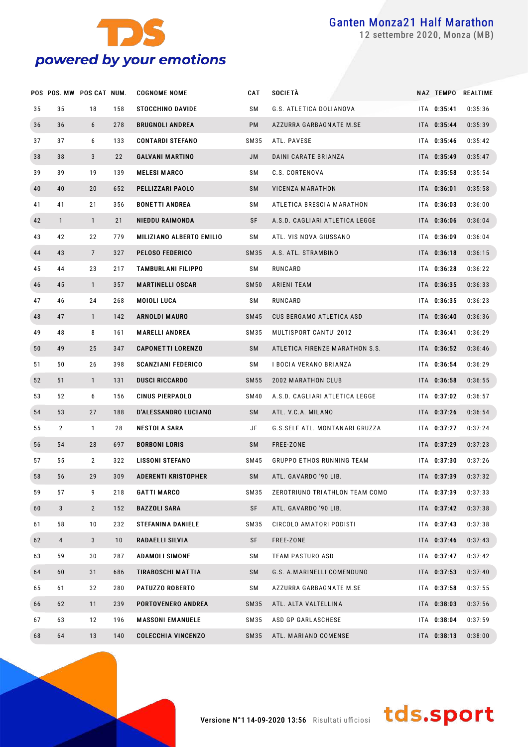| POS | POS. MW | POS CAT | NUM. | COGNOME NOME | CAT | SOCIETÀ | NAZ | TEMPO | REALTIME |
|---|---|---|---|---|---|---|---|---|---|
| 35 | 35 | 18 | 158 | STOCCHINO DAVIDE | SM | G.S. ATLETICA DOLIANOVA | ITA | 0:35:41 | 0:35:36 |
| 36 | 36 | 6 | 278 | BRUGNOLI ANDREA | PM | AZZURRA GARBAGNATE M.SE | ITA | 0:35:44 | 0:35:39 |
| 37 | 37 | 6 | 133 | CONTARDI STEFANO | SM35 | ATL. PAVESE | ITA | 0:35:46 | 0:35:42 |
| 38 | 38 | 3 | 22 | GALVANI MARTINO | JM | DAINI CARATE BRIANZA | ITA | 0:35:49 | 0:35:47 |
| 39 | 39 | 19 | 139 | MELESI MARCO | SM | C.S. CORTENOVA | ITA | 0:35:58 | 0:35:54 |
| 40 | 40 | 20 | 652 | PELLIZZARI PAOLO | SM | VICENZA MARATHON | ITA | 0:36:01 | 0:35:58 |
| 41 | 41 | 21 | 356 | BONETTI ANDREA | SM | ATLETICA BRESCIA MARATHON | ITA | 0:36:03 | 0:36:00 |
| 42 | 1 | 1 | 21 | NIEDDU RAIMONDA | SF | A.S.D. CAGLIARI ATLETICA LEGGE | ITA | 0:36:06 | 0:36:04 |
| 43 | 42 | 22 | 779 | MILIZIANO ALBERTO EMILIO | SM | ATL. VIS NOVA GIUSSANO | ITA | 0:36:09 | 0:36:04 |
| 44 | 43 | 7 | 327 | PELOSO FEDERICO | SM35 | A.S. ATL. STRAMBINO | ITA | 0:36:18 | 0:36:15 |
| 45 | 44 | 23 | 217 | TAMBURLANI FILIPPO | SM | RUNCARD | ITA | 0:36:28 | 0:36:22 |
| 46 | 45 | 1 | 357 | MARTINELLI OSCAR | SM50 | ARIENI TEAM | ITA | 0:36:35 | 0:36:33 |
| 47 | 46 | 24 | 268 | MOIOLI LUCA | SM | RUNCARD | ITA | 0:36:35 | 0:36:23 |
| 48 | 47 | 1 | 142 | ARNOLDI MAURO | SM45 | CUS BERGAMO ATLETICA ASD | ITA | 0:36:40 | 0:36:36 |
| 49 | 48 | 8 | 161 | MARELLI ANDREA | SM35 | MULTISPORT CANTU' 2012 | ITA | 0:36:41 | 0:36:29 |
| 50 | 49 | 25 | 347 | CAPONETTI LORENZO | SM | ATLETICA FIRENZE MARATHON S.S. | ITA | 0:36:52 | 0:36:46 |
| 51 | 50 | 26 | 398 | SCANZIANI FEDERICO | SM | I BOCIA VERANO BRIANZA | ITA | 0:36:54 | 0:36:29 |
| 52 | 51 | 1 | 131 | DUSCI RICCARDO | SM55 | 2002 MARATHON CLUB | ITA | 0:36:58 | 0:36:55 |
| 53 | 52 | 6 | 156 | CINUS PIERPAOLO | SM40 | A.S.D. CAGLIARI ATLETICA LEGGE | ITA | 0:37:02 | 0:36:57 |
| 54 | 53 | 27 | 188 | D'ALESSANDRO LUCIANO | SM | ATL. V.C.A. MILANO | ITA | 0:37:26 | 0:36:54 |
| 55 | 2 | 1 | 28 | NESTOLA SARA | JF | G.S.SELF ATL. MONTANARI GRUZZA | ITA | 0:37:27 | 0:37:24 |
| 56 | 54 | 28 | 697 | BORBONI LORIS | SM | FREE-ZONE | ITA | 0:37:29 | 0:37:23 |
| 57 | 55 | 2 | 322 | LISSONI STEFANO | SM45 | GRUPPO ETHOS RUNNING TEAM | ITA | 0:37:30 | 0:37:26 |
| 58 | 56 | 29 | 309 | ADERENTI KRISTOPHER | SM | ATL. GAVARDO '90 LIB. | ITA | 0:37:39 | 0:37:32 |
| 59 | 57 | 9 | 218 | GATTI MARCO | SM35 | ZEROTRIUNO TRIATHLON TEAM COMO | ITA | 0:37:39 | 0:37:33 |
| 60 | 3 | 2 | 152 | BAZZOLI SARA | SF | ATL. GAVARDO '90 LIB. | ITA | 0:37:42 | 0:37:38 |
| 61 | 58 | 10 | 232 | STEFANINA DANIELE | SM35 | CIRCOLO AMATORI PODISTI | ITA | 0:37:43 | 0:37:38 |
| 62 | 4 | 3 | 10 | RADAELLI SILVIA | SF | FREE-ZONE | ITA | 0:37:46 | 0:37:43 |
| 63 | 59 | 30 | 287 | ADAMOLI SIMONE | SM | TEAM PASTURO ASD | ITA | 0:37:47 | 0:37:42 |
| 64 | 60 | 31 | 686 | TIRABOSCHI MATTIA | SM | G.S. A.MARINELLI COMENDUNO | ITA | 0:37:53 | 0:37:40 |
| 65 | 61 | 32 | 280 | PATUZZO ROBERTO | SM | AZZURRA GARBAGNATE M.SE | ITA | 0:37:58 | 0:37:55 |
| 66 | 62 | 11 | 239 | PORTOVENERO ANDREA | SM35 | ATL. ALTA VALTELLINA | ITA | 0:38:03 | 0:37:56 |
| 67 | 63 | 12 | 196 | MASSONI EMANUELE | SM35 | ASD GP GARLASCHESE | ITA | 0:38:04 | 0:37:59 |
| 68 | 64 | 13 | 140 | COLECCHIA VINCENZO | SM35 | ATL. MARIANO COMENSE | ITA | 0:38:13 | 0:38:00 |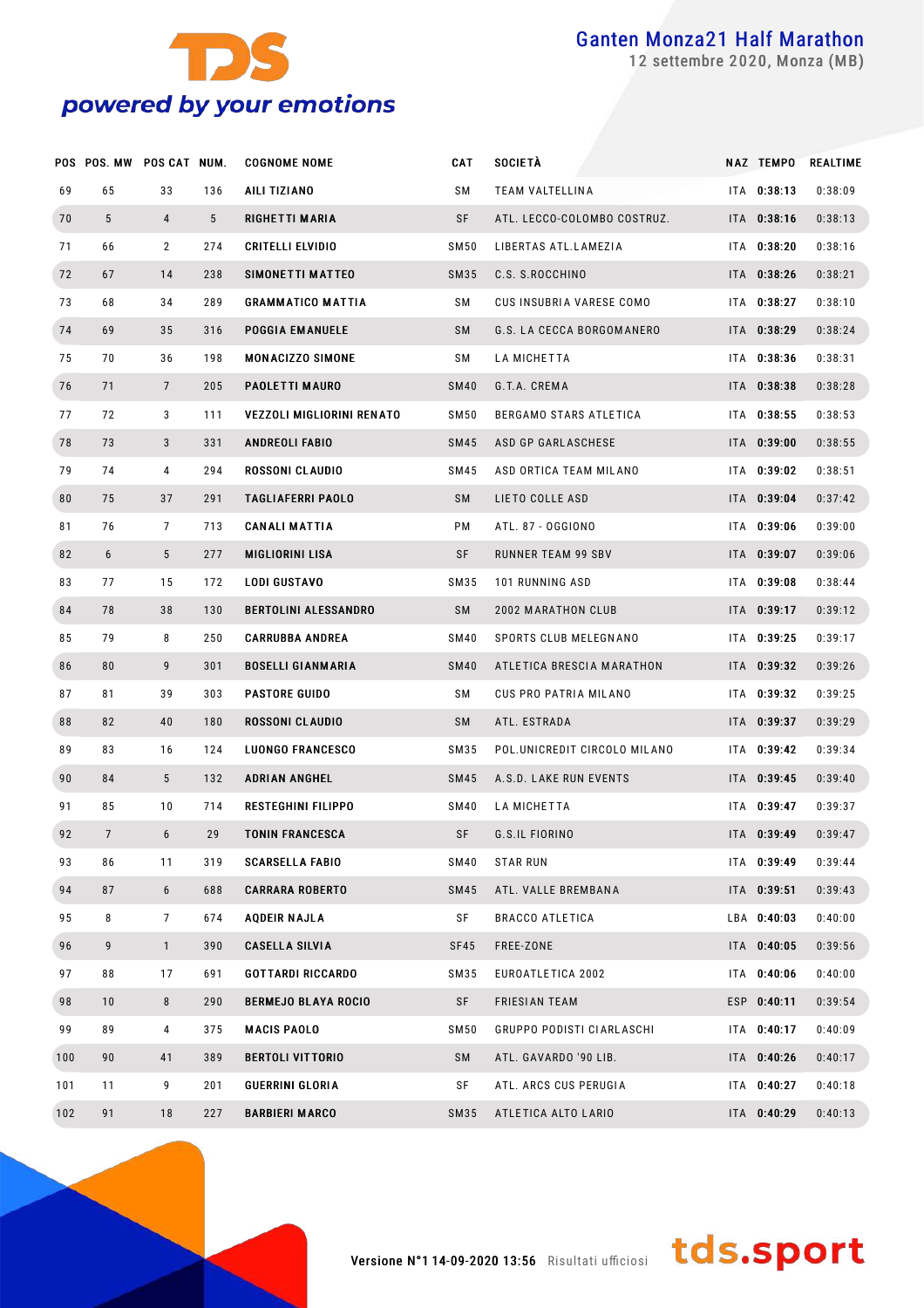| POS | POS. MW | POS CAT | NUM. | COGNOME NOME | CAT | SOCIETÀ | NAZ | TEMPO | REALTIME |
|---|---|---|---|---|---|---|---|---|---|
| 69 | 65 | 33 | 136 | AILI TIZIANO | SM | TEAM VALTELLINA | ITA | **0:38:13** | 0:38:09 |
| 70 | 5 | 4 | 5 | RIGHETTI MARIA | SF | ATL. LECCO-COLOMBO COSTRUZ. | ITA | **0:38:16** | 0:38:13 |
| 71 | 66 | 2 | 274 | CRITELLI ELVIDIO | SM50 | LIBERTAS ATL.LAMEZIA | ITA | **0:38:20** | 0:38:16 |
| 72 | 67 | 14 | 238 | SIMONETTI MATTEO | SM35 | C.S. S.ROCCHINO | ITA | **0:38:26** | 0:38:21 |
| 73 | 68 | 34 | 289 | GRAMMATICO MATTIA | SM | CUS INSUBRIA VARESE COMO | ITA | **0:38:27** | 0:38:10 |
| 74 | 69 | 35 | 316 | POGGIA EMANUELE | SM | G.S. LA CECCA BORGOMANERO | ITA | **0:38:29** | 0:38:24 |
| 75 | 70 | 36 | 198 | MONACIZZO SIMONE | SM | LA MICHETTA | ITA | **0:38:36** | 0:38:31 |
| 76 | 71 | 7 | 205 | PAOLETTI MAURO | SM40 | G.T.A. CREMA | ITA | **0:38:38** | 0:38:28 |
| 77 | 72 | 3 | 111 | VEZZOLI MIGLIORINI RENATO | SM50 | BERGAMO STARS ATLETICA | ITA | **0:38:55** | 0:38:53 |
| 78 | 73 | 3 | 331 | ANDREOLI FABIO | SM45 | ASD GP GARLASCHESE | ITA | **0:39:00** | 0:38:55 |
| 79 | 74 | 4 | 294 | ROSSONI CLAUDIO | SM45 | ASD ORTICA TEAM MILANO | ITA | **0:39:02** | 0:38:51 |
| 80 | 75 | 37 | 291 | TAGLIAFERRI PAOLO | SM | LIETO COLLE ASD | ITA | **0:39:04** | 0:37:42 |
| 81 | 76 | 7 | 713 | CANALI MATTIA | PM | ATL. 87 - OGGIONO | ITA | **0:39:06** | 0:39:00 |
| 82 | 6 | 5 | 277 | MIGLIORINI LISA | SF | RUNNER TEAM 99 SBV | ITA | **0:39:07** | 0:39:06 |
| 83 | 77 | 15 | 172 | LODI GUSTAVO | SM35 | 101 RUNNING ASD | ITA | **0:39:08** | 0:38:44 |
| 84 | 78 | 38 | 130 | BERTOLINI ALESSANDRO | SM | 2002 MARATHON CLUB | ITA | **0:39:17** | 0:39:12 |
| 85 | 79 | 8 | 250 | CARRUBBA ANDREA | SM40 | SPORTS CLUB MELEGNANO | ITA | **0:39:25** | 0:39:17 |
| 86 | 80 | 9 | 301 | BOSELLI GIANMARIA | SM40 | ATLETICA BRESCIA MARATHON | ITA | **0:39:32** | 0:39:26 |
| 87 | 81 | 39 | 303 | PASTORE GUIDO | SM | CUS PRO PATRIA MILANO | ITA | **0:39:32** | 0:39:25 |
| 88 | 82 | 40 | 180 | ROSSONI CLAUDIO | SM | ATL. ESTRADA | ITA | **0:39:37** | 0:39:29 |
| 89 | 83 | 16 | 124 | LUONGO FRANCESCO | SM35 | POL.UNICREDIT CIRCOLO MILANO | ITA | **0:39:42** | 0:39:34 |
| 90 | 84 | 5 | 132 | ADRIAN ANGHEL | SM45 | A.S.D. LAKE RUN EVENTS | ITA | **0:39:45** | 0:39:40 |
| 91 | 85 | 10 | 714 | RESTEGHINI FILIPPO | SM40 | LA MICHETTA | ITA | **0:39:47** | 0:39:37 |
| 92 | 7 | 6 | 29 | TONIN FRANCESCA | SF | G.S.IL FIORINO | ITA | **0:39:49** | 0:39:47 |
| 93 | 86 | 11 | 319 | SCARSELLA FABIO | SM40 | STAR RUN | ITA | **0:39:49** | 0:39:44 |
| 94 | 87 | 6 | 688 | CARRARA ROBERTO | SM45 | ATL. VALLE BREMBANA | ITA | **0:39:51** | 0:39:43 |
| 95 | 8 | 7 | 674 | AQDEIR NAJLA | SF | BRACCO ATLETICA | LBA | **0:40:03** | 0:40:00 |
| 96 | 9 | 1 | 390 | CASELLA SILVIA | SF45 | FREE-ZONE | ITA | **0:40:05** | 0:39:56 |
| 97 | 88 | 17 | 691 | GOTTARDI RICCARDO | SM35 | EUROATLETICA 2002 | ITA | **0:40:06** | 0:40:00 |
| 98 | 10 | 8 | 290 | BERMEJO BLAYA ROCIO | SF | FRIESIAN TEAM | ESP | **0:40:11** | 0:39:54 |
| 99 | 89 | 4 | 375 | MACIS PAOLO | SM50 | GRUPPO PODISTI CIARLASCHI | ITA | **0:40:17** | 0:40:09 |
| 100 | 90 | 41 | 389 | BERTOLI VITTORIO | SM | ATL. GAVARDO '90 LIB. | ITA | **0:40:26** | 0:40:17 |
| 101 | 11 | 9 | 201 | GUERRINI GLORIA | SF | ATL. ARCS CUS PERUGIA | ITA | **0:40:27** | 0:40:18 |
| 102 | 91 | 18 | 227 | BARBIERI MARCO | SM35 | ATLETICA ALTO LARIO | ITA | **0:40:29** | 0:40:13 |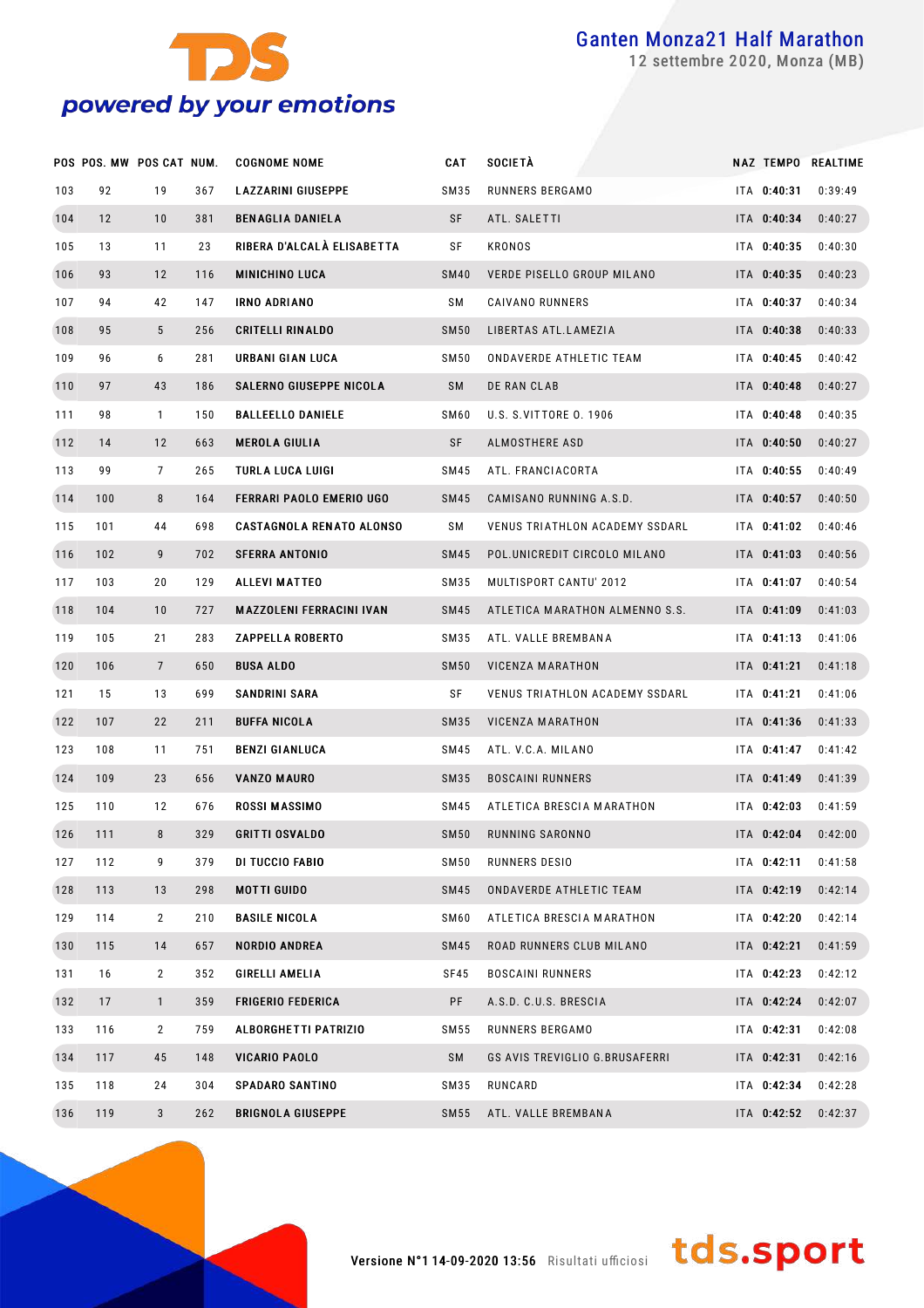# Ganten Monza21 Half Marathon

12 settembre 2020, Monza (MB)

| POS | POS. MW | POS CAT | NUM. | COGNOME NOME | CAT | SOCIETÀ | NAZ | TEMPO | REALTIME |
|---|---|---|---|---|---|---|---|---|---|
| 103 | 92 | 19 | 367 | LAZZARINI GIUSEPPE | SM35 | RUNNERS BERGAMO | ITA | **0:40:31** | 0:39:49 |
| 104 | 12 | 10 | 381 | BENAGLIA DANIELA | SF | ATL. SALETTI | ITA | **0:40:34** | 0:40:27 |
| 105 | 13 | 11 | 23 | RIBERA D'ALCALÀ ELISABETTA | SF | KRONOS | ITA | **0:40:35** | 0:40:30 |
| 106 | 93 | 12 | 116 | MINICHINO LUCA | SM40 | VERDE PISELLO GROUP MILANO | ITA | **0:40:35** | 0:40:23 |
| 107 | 94 | 42 | 147 | IRNO ADRIANO | SM | CAIVANO RUNNERS | ITA | **0:40:37** | 0:40:34 |
| 108 | 95 | 5 | 256 | CRITELLI RINALDO | SM50 | LIBERTAS ATL.LAMEZIA | ITA | **0:40:38** | 0:40:33 |
| 109 | 96 | 6 | 281 | URBANI GIAN LUCA | SM50 | ONDAVERDE ATHLETIC TEAM | ITA | **0:40:45** | 0:40:42 |
| 110 | 97 | 43 | 186 | SALERNO GIUSEPPE NICOLA | SM | DE RAN CLAB | ITA | **0:40:48** | 0:40:27 |
| 111 | 98 | 1 | 150 | BALLEELLO DANIELE | SM60 | U.S. S.VITTORE O. 1906 | ITA | **0:40:48** | 0:40:35 |
| 112 | 14 | 12 | 663 | MEROLA GIULIA | SF | ALMOSTHERE ASD | ITA | **0:40:50** | 0:40:27 |
| 113 | 99 | 7 | 265 | TURLA LUCA LUIGI | SM45 | ATL. FRANCIACORTA | ITA | **0:40:55** | 0:40:49 |
| 114 | 100 | 8 | 164 | FERRARI PAOLO EMERIO UGO | SM45 | CAMISANO RUNNING A.S.D. | ITA | **0:40:57** | 0:40:50 |
| 115 | 101 | 44 | 698 | CASTAGNOLA RENATO ALONSO | SM | VENUS TRIATHLON ACADEMY SSDARL | ITA | **0:41:02** | 0:40:46 |
| 116 | 102 | 9 | 702 | SFERRA ANTONIO | SM45 | POL.UNICREDIT CIRCOLO MILANO | ITA | **0:41:03** | 0:40:56 |
| 117 | 103 | 20 | 129 | ALLEVI MATTEO | SM35 | MULTISPORT CANTU' 2012 | ITA | **0:41:07** | 0:40:54 |
| 118 | 104 | 10 | 727 | MAZZOLENI FERRACINI IVAN | SM45 | ATLETICA MARATHON ALMENNO S.S. | ITA | **0:41:09** | 0:41:03 |
| 119 | 105 | 21 | 283 | ZAPPELLA ROBERTO | SM35 | ATL. VALLE BREMBANA | ITA | **0:41:13** | 0:41:06 |
| 120 | 106 | 7 | 650 | BUSA ALDO | SM50 | VICENZA MARATHON | ITA | **0:41:21** | 0:41:18 |
| 121 | 15 | 13 | 699 | SANDRINI SARA | SF | VENUS TRIATHLON ACADEMY SSDARL | ITA | **0:41:21** | 0:41:06 |
| 122 | 107 | 22 | 211 | BUFFA NICOLA | SM35 | VICENZA MARATHON | ITA | **0:41:36** | 0:41:33 |
| 123 | 108 | 11 | 751 | BENZI GIANLUCA | SM45 | ATL. V.C.A. MILANO | ITA | **0:41:47** | 0:41:42 |
| 124 | 109 | 23 | 656 | VANZO MAURO | SM35 | BOSCAINI RUNNERS | ITA | **0:41:49** | 0:41:39 |
| 125 | 110 | 12 | 676 | ROSSI MASSIMO | SM45 | ATLETICA BRESCIA MARATHON | ITA | **0:42:03** | 0:41:59 |
| 126 | 111 | 8 | 329 | GRITTI OSVALDO | SM50 | RUNNING SARONNO | ITA | **0:42:04** | 0:42:00 |
| 127 | 112 | 9 | 379 | DI TUCCIO FABIO | SM50 | RUNNERS DESIO | ITA | **0:42:11** | 0:41:58 |
| 128 | 113 | 13 | 298 | MOTTI GUIDO | SM45 | ONDAVERDE ATHLETIC TEAM | ITA | **0:42:19** | 0:42:14 |
| 129 | 114 | 2 | 210 | BASILE NICOLA | SM60 | ATLETICA BRESCIA MARATHON | ITA | **0:42:20** | 0:42:14 |
| 130 | 115 | 14 | 657 | NORDIO ANDREA | SM45 | ROAD RUNNERS CLUB MILANO | ITA | **0:42:21** | 0:41:59 |
| 131 | 16 | 2 | 352 | GIRELLI AMELIA | SF45 | BOSCAINI RUNNERS | ITA | **0:42:23** | 0:42:12 |
| 132 | 17 | 1 | 359 | FRIGERIO FEDERICA | PF | A.S.D. C.U.S. BRESCIA | ITA | **0:42:24** | 0:42:07 |
| 133 | 116 | 2 | 759 | ALBORGHETTI PATRIZIO | SM55 | RUNNERS BERGAMO | ITA | **0:42:31** | 0:42:08 |
| 134 | 117 | 45 | 148 | VICARIO PAOLO | SM | GS AVIS TREVIGLIO G.BRUSAFERRI | ITA | **0:42:31** | 0:42:16 |
| 135 | 118 | 24 | 304 | SPADARO SANTINO | SM35 | RUNCARD | ITA | **0:42:34** | 0:42:28 |
| 136 | 119 | 3 | 262 | BRIGNOLA GIUSEPPE | SM55 | ATL. VALLE BREMBANA | ITA | **0:42:52** | 0:42:37 |

Versione N°1 14-09-2020 13:56 Risultati ufficiosi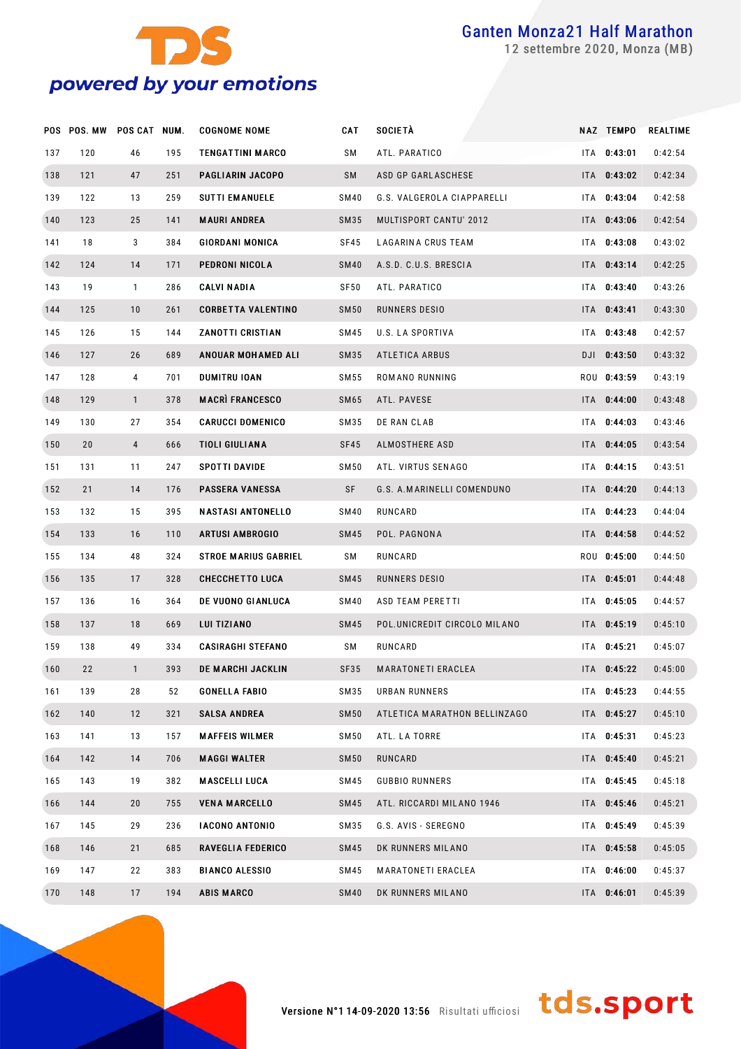# Ganten Monza21 Half Marathon

12 settembre 2020, Monza (MB)

| POS | POS. MW | POS CAT | NUM. | COGNOME NOME | CAT | SOCIETÀ | NAZ | TEMPO | REALTIME |
|---|---|---|---|---|---|---|---|---|---|
| 137 | 120 | 46 | 195 | TENGATTINI MARCO | SM | ATL. PARATICO | ITA | **0:43:01** | 0:42:54 |
| 138 | 121 | 47 | 251 | PAGLIARIN JACOPO | SM | ASD GP GARLASCHESE | ITA | **0:43:02** | 0:42:34 |
| 139 | 122 | 13 | 259 | SUTTI EMANUELE | SM40 | G.S. VALGEROLA CIAPPARELLI | ITA | **0:43:04** | 0:42:58 |
| 140 | 123 | 25 | 141 | MAURI ANDREA | SM35 | MULTISPORT CANTU' 2012 | ITA | **0:43:06** | 0:42:54 |
| 141 | 18 | 3 | 384 | GIORDANI MONICA | SF45 | LAGARINA CRUS TEAM | ITA | **0:43:08** | 0:43:02 |
| 142 | 124 | 14 | 171 | PEDRONI NICOLA | SM40 | A.S.D. C.U.S. BRESCIA | ITA | **0:43:14** | 0:42:25 |
| 143 | 19 | 1 | 286 | CALVI NADIA | SF50 | ATL. PARATICO | ITA | **0:43:40** | 0:43:26 |
| 144 | 125 | 10 | 261 | CORBETTA VALENTINO | SM50 | RUNNERS DESIO | ITA | **0:43:41** | 0:43:30 |
| 145 | 126 | 15 | 144 | ZANOTTI CRISTIAN | SM45 | U.S. LA SPORTIVA | ITA | **0:43:48** | 0:42:57 |
| 146 | 127 | 26 | 689 | ANOUAR MOHAMED ALI | SM35 | ATLETICA ARBUS | DJI | **0:43:50** | 0:43:32 |
| 147 | 128 | 4 | 701 | DUMITRU IOAN | SM55 | ROMANO RUNNING | ROU | **0:43:59** | 0:43:19 |
| 148 | 129 | 1 | 378 | MACRÌ FRANCESCO | SM65 | ATL. PAVESE | ITA | **0:44:00** | 0:43:48 |
| 149 | 130 | 27 | 354 | CARUCCI DOMENICO | SM35 | DE RAN CLAB | ITA | **0:44:03** | 0:43:46 |
| 150 | 20 | 4 | 666 | TIOLI GIULIANA | SF45 | ALMOSTHERE ASD | ITA | **0:44:05** | 0:43:54 |
| 151 | 131 | 11 | 247 | SPOTTI DAVIDE | SM50 | ATL. VIRTUS SENAGO | ITA | **0:44:15** | 0:43:51 |
| 152 | 21 | 14 | 176 | PASSERA VANESSA | SF | G.S. A.MARINELLI COMENDUNO | ITA | **0:44:20** | 0:44:13 |
| 153 | 132 | 15 | 395 | NASTASI ANTONELLO | SM40 | RUNCARD | ITA | **0:44:23** | 0:44:04 |
| 154 | 133 | 16 | 110 | ARTUSI AMBROGIO | SM45 | POL. PAGNONA | ITA | **0:44:58** | 0:44:52 |
| 155 | 134 | 48 | 324 | STROE MARIUS GABRIEL | SM | RUNCARD | ROU | **0:45:00** | 0:44:50 |
| 156 | 135 | 17 | 328 | CHECCHETTO LUCA | SM45 | RUNNERS DESIO | ITA | **0:45:01** | 0:44:48 |
| 157 | 136 | 16 | 364 | DE VUONO GIANLUCA | SM40 | ASD TEAM PERETTI | ITA | **0:45:05** | 0:44:57 |
| 158 | 137 | 18 | 669 | LUI TIZIANO | SM45 | POL.UNICREDIT CIRCOLO MILANO | ITA | **0:45:19** | 0:45:10 |
| 159 | 138 | 49 | 334 | CASIRAGHI STEFANO | SM | RUNCARD | ITA | **0:45:21** | 0:45:07 |
| 160 | 22 | 1 | 393 | DE MARCHI JACKLIN | SF35 | MARATONETI ERACLEA | ITA | **0:45:22** | 0:45:00 |
| 161 | 139 | 28 | 52 | GONELLA FABIO | SM35 | URBAN RUNNERS | ITA | **0:45:23** | 0:44:55 |
| 162 | 140 | 12 | 321 | SALSA ANDREA | SM50 | ATLETICA MARATHON BELLINZAGO | ITA | **0:45:27** | 0:45:10 |
| 163 | 141 | 13 | 157 | MAFFEIS WILMER | SM50 | ATL. LA TORRE | ITA | **0:45:31** | 0:45:23 |
| 164 | 142 | 14 | 706 | MAGGI WALTER | SM50 | RUNCARD | ITA | **0:45:40** | 0:45:21 |
| 165 | 143 | 19 | 382 | MASCELLI LUCA | SM45 | GUBBIO RUNNERS | ITA | **0:45:45** | 0:45:18 |
| 166 | 144 | 20 | 755 | VENA MARCELLO | SM45 | ATL. RICCARDI MILANO 1946 | ITA | **0:45:46** | 0:45:21 |
| 167 | 145 | 29 | 236 | IACONO ANTONIO | SM35 | G.S. AVIS - SEREGNO | ITA | **0:45:49** | 0:45:39 |
| 168 | 146 | 21 | 685 | RAVEGLIA FEDERICO | SM45 | DK RUNNERS MILANO | ITA | **0:45:58** | 0:45:05 |
| 169 | 147 | 22 | 383 | BIANCO ALESSIO | SM45 | MARATONETI ERACLEA | ITA | **0:46:00** | 0:45:37 |
| 170 | 148 | 17 | 194 | ABIS MARCO | SM40 | DK RUNNERS MILANO | ITA | **0:46:01** | 0:45:39 |

Versione N°1 14-09-2020 13:56 Risultati ufficiosi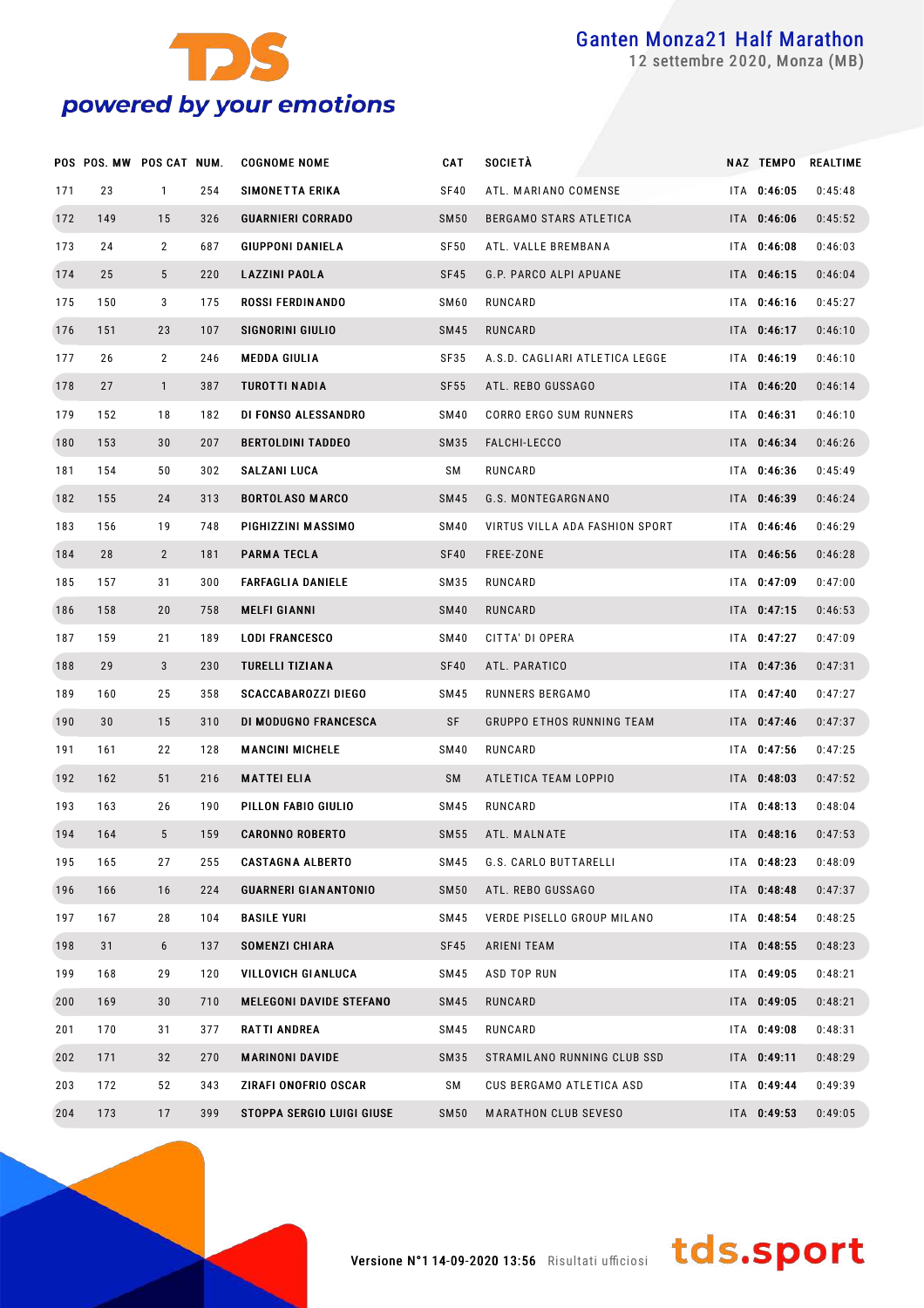| POS | POS. MW | POS CAT | NUM. | COGNOME NOME | CAT | SOCIETÀ | NAZ | TEMPO | REALTIME |
|---|---|---|---|---|---|---|---|---|---|
| 171 | 23 | 1 | 254 | **SIMONETTA ERIKA** | SF40 | ATL. MARIANO COMENSE | ITA | **0:46:05** | 0:45:48 |
| 172 | 149 | 15 | 326 | **GUARNIERI CORRADO** | SM50 | BERGAMO STARS ATLETICA | ITA | **0:46:06** | 0:45:52 |
| 173 | 24 | 2 | 687 | **GIUPPONI DANIELA** | SF50 | ATL. VALLE BREMBANA | ITA | **0:46:08** | 0:46:03 |
| 174 | 25 | 5 | 220 | **LAZZINI PAOLA** | SF45 | G.P. PARCO ALPI APUANE | ITA | **0:46:15** | 0:46:04 |
| 175 | 150 | 3 | 175 | **ROSSI FERDINANDO** | SM60 | RUNCARD | ITA | **0:46:16** | 0:45:27 |
| 176 | 151 | 23 | 107 | **SIGNORINI GIULIO** | SM45 | RUNCARD | ITA | **0:46:17** | 0:46:10 |
| 177 | 26 | 2 | 246 | **MEDDA GIULIA** | SF35 | A.S.D. CAGLIARI ATLETICA LEGGE | ITA | **0:46:19** | 0:46:10 |
| 178 | 27 | 1 | 387 | **TUROTTI NADIA** | SF55 | ATL. REBO GUSSAGO | ITA | **0:46:20** | 0:46:14 |
| 179 | 152 | 18 | 182 | **DI FONSO ALESSANDRO** | SM40 | CORRO ERGO SUM RUNNERS | ITA | **0:46:31** | 0:46:10 |
| 180 | 153 | 30 | 207 | **BERTOLDINI TADDEO** | SM35 | FALCHI-LECCO | ITA | **0:46:34** | 0:46:26 |
| 181 | 154 | 50 | 302 | **SALZANI LUCA** | SM | RUNCARD | ITA | **0:46:36** | 0:45:49 |
| 182 | 155 | 24 | 313 | **BORTOLASO MARCO** | SM45 | G.S. MONTEGARGNANO | ITA | **0:46:39** | 0:46:24 |
| 183 | 156 | 19 | 748 | **PIGHIZZINI MASSIMO** | SM40 | VIRTUS VILLA ADA FASHION SPORT | ITA | **0:46:46** | 0:46:29 |
| 184 | 28 | 2 | 181 | **PARMA TECLA** | SF40 | FREE-ZONE | ITA | **0:46:56** | 0:46:28 |
| 185 | 157 | 31 | 300 | **FARFAGLIA DANIELE** | SM35 | RUNCARD | ITA | **0:47:09** | 0:47:00 |
| 186 | 158 | 20 | 758 | **MELFI GIANNI** | SM40 | RUNCARD | ITA | **0:47:15** | 0:46:53 |
| 187 | 159 | 21 | 189 | **LODI FRANCESCO** | SM40 | CITTA' DI OPERA | ITA | **0:47:27** | 0:47:09 |
| 188 | 29 | 3 | 230 | **TURELLI TIZIANA** | SF40 | ATL. PARATICO | ITA | **0:47:36** | 0:47:31 |
| 189 | 160 | 25 | 358 | **SCACCABAROZZI DIEGO** | SM45 | RUNNERS BERGAMO | ITA | **0:47:40** | 0:47:27 |
| 190 | 30 | 15 | 310 | **DI MODUGNO FRANCESCA** | SF | GRUPPO ETHOS RUNNING TEAM | ITA | **0:47:46** | 0:47:37 |
| 191 | 161 | 22 | 128 | **MANCINI MICHELE** | SM40 | RUNCARD | ITA | **0:47:56** | 0:47:25 |
| 192 | 162 | 51 | 216 | **MATTEI ELIA** | SM | ATLETICA TEAM LOPPIO | ITA | **0:48:03** | 0:47:52 |
| 193 | 163 | 26 | 190 | **PILLON FABIO GIULIO** | SM45 | RUNCARD | ITA | **0:48:13** | 0:48:04 |
| 194 | 164 | 5 | 159 | **CARONNO ROBERTO** | SM55 | ATL. MALNATE | ITA | **0:48:16** | 0:47:53 |
| 195 | 165 | 27 | 255 | **CASTAGNA ALBERTO** | SM45 | G.S. CARLO BUTTARELLI | ITA | **0:48:23** | 0:48:09 |
| 196 | 166 | 16 | 224 | **GUARNERI GIANANTONIO** | SM50 | ATL. REBO GUSSAGO | ITA | **0:48:48** | 0:47:37 |
| 197 | 167 | 28 | 104 | **BASILE YURI** | SM45 | VERDE PISELLO GROUP MILANO | ITA | **0:48:54** | 0:48:25 |
| 198 | 31 | 6 | 137 | **SOMENZI CHIARA** | SF45 | ARIENI TEAM | ITA | **0:48:55** | 0:48:23 |
| 199 | 168 | 29 | 120 | **VILLOVICH GIANLUCA** | SM45 | ASD TOP RUN | ITA | **0:49:05** | 0:48:21 |
| 200 | 169 | 30 | 710 | **MELEGONI DAVIDE STEFANO** | SM45 | RUNCARD | ITA | **0:49:05** | 0:48:21 |
| 201 | 170 | 31 | 377 | **RATTI ANDREA** | SM45 | RUNCARD | ITA | **0:49:08** | 0:48:31 |
| 202 | 171 | 32 | 270 | **MARINONI DAVIDE** | SM35 | STRAMILANO RUNNING CLUB SSD | ITA | **0:49:11** | 0:48:29 |
| 203 | 172 | 52 | 343 | **ZIRAFI ONOFRIO OSCAR** | SM | CUS BERGAMO ATLETICA ASD | ITA | **0:49:44** | 0:49:39 |
| 204 | 173 | 17 | 399 | **STOPPA SERGIO LUIGI GIUSE** | SM50 | MARATHON CLUB SEVESO | ITA | **0:49:53** | 0:49:05 |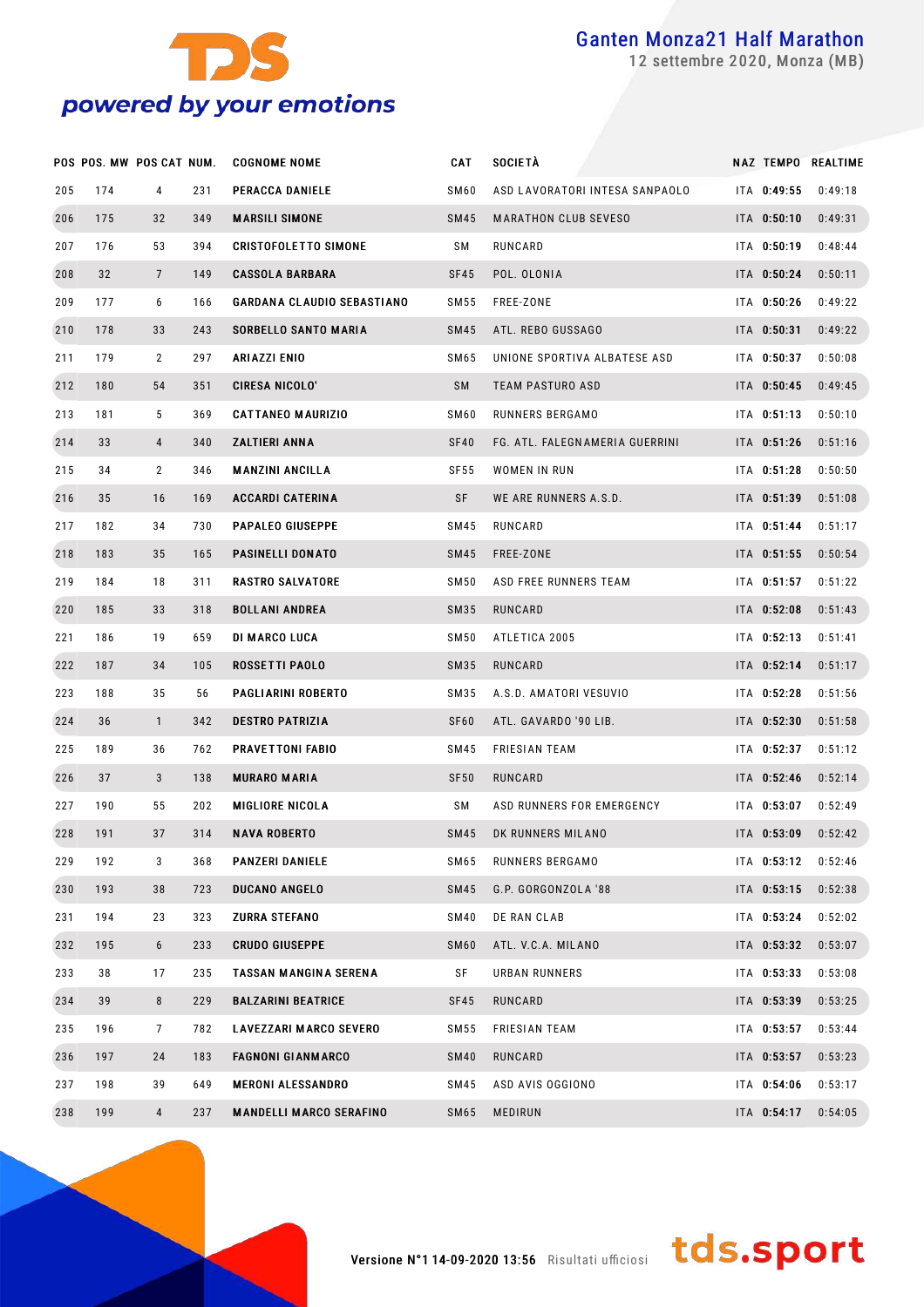| POS | POS. MW | POS CAT | NUM. | COGNOME NOME | CAT | SOCIETÀ | NAZ | TEMPO | REALTIME |
|---|---|---|---|---|---|---|---|---|---|
| 205 | 174 | 4 | 231 | **PERACCA DANIELE** | SM60 | ASD LAVORATORI INTESA SANPAOLO | ITA | **0:49:55** | 0:49:18 |
| 206 | 175 | 32 | 349 | **MARSILI SIMONE** | SM45 | MARATHON CLUB SEVESO | ITA | **0:50:10** | 0:49:31 |
| 207 | 176 | 53 | 394 | **CRISTOFOLETTO SIMONE** | SM | RUNCARD | ITA | **0:50:19** | 0:48:44 |
| 208 | 32 | 7 | 149 | **CASSOLA BARBARA** | SF45 | POL. OLONIA | ITA | **0:50:24** | 0:50:11 |
| 209 | 177 | 6 | 166 | **GARDANA CLAUDIO SEBASTIANO** | SM55 | FREE-ZONE | ITA | **0:50:26** | 0:49:22 |
| 210 | 178 | 33 | 243 | **SORBELLO SANTO MARIA** | SM45 | ATL. REBO GUSSAGO | ITA | **0:50:31** | 0:49:22 |
| 211 | 179 | 2 | 297 | **ARIAZZI ENIO** | SM65 | UNIONE SPORTIVA ALBATESE ASD | ITA | **0:50:37** | 0:50:08 |
| 212 | 180 | 54 | 351 | **CIRESA NICOLO'** | SM | TEAM PASTURO ASD | ITA | **0:50:45** | 0:49:45 |
| 213 | 181 | 5 | 369 | **CATTANEO MAURIZIO** | SM60 | RUNNERS BERGAMO | ITA | **0:51:13** | 0:50:10 |
| 214 | 33 | 4 | 340 | **ZALTIERI ANNA** | SF40 | FG. ATL. FALEGNAMERIA GUERRINI | ITA | **0:51:26** | 0:51:16 |
| 215 | 34 | 2 | 346 | **MANZINI ANCILLA** | SF55 | WOMEN IN RUN | ITA | **0:51:28** | 0:50:50 |
| 216 | 35 | 16 | 169 | **ACCARDI CATERINA** | SF | WE ARE RUNNERS A.S.D. | ITA | **0:51:39** | 0:51:08 |
| 217 | 182 | 34 | 730 | **PAPALEO GIUSEPPE** | SM45 | RUNCARD | ITA | **0:51:44** | 0:51:17 |
| 218 | 183 | 35 | 165 | **PASINELLI DONATO** | SM45 | FREE-ZONE | ITA | **0:51:55** | 0:50:54 |
| 219 | 184 | 18 | 311 | **RASTRO SALVATORE** | SM50 | ASD FREE RUNNERS TEAM | ITA | **0:51:57** | 0:51:22 |
| 220 | 185 | 33 | 318 | **BOLLANI ANDREA** | SM35 | RUNCARD | ITA | **0:52:08** | 0:51:43 |
| 221 | 186 | 19 | 659 | **DI MARCO LUCA** | SM50 | ATLETICA 2005 | ITA | **0:52:13** | 0:51:41 |
| 222 | 187 | 34 | 105 | **ROSSETTI PAOLO** | SM35 | RUNCARD | ITA | **0:52:14** | 0:51:17 |
| 223 | 188 | 35 | 56 | **PAGLIARINI ROBERTO** | SM35 | A.S.D. AMATORI VESUVIO | ITA | **0:52:28** | 0:51:56 |
| 224 | 36 | 1 | 342 | **DESTRO PATRIZIA** | SF60 | ATL. GAVARDO '90 LIB. | ITA | **0:52:30** | 0:51:58 |
| 225 | 189 | 36 | 762 | **PRAVETTONI FABIO** | SM45 | FRIESIAN TEAM | ITA | **0:52:37** | 0:51:12 |
| 226 | 37 | 3 | 138 | **MURARO MARIA** | SF50 | RUNCARD | ITA | **0:52:46** | 0:52:14 |
| 227 | 190 | 55 | 202 | **MIGLIORE NICOLA** | SM | ASD RUNNERS FOR EMERGENCY | ITA | **0:53:07** | 0:52:49 |
| 228 | 191 | 37 | 314 | **NAVA ROBERTO** | SM45 | DK RUNNERS MILANO | ITA | **0:53:09** | 0:52:42 |
| 229 | 192 | 3 | 368 | **PANZERI DANIELE** | SM65 | RUNNERS BERGAMO | ITA | **0:53:12** | 0:52:46 |
| 230 | 193 | 38 | 723 | **DUCANO ANGELO** | SM45 | G.P. GORGONZOLA '88 | ITA | **0:53:15** | 0:52:38 |
| 231 | 194 | 23 | 323 | **ZURRA STEFANO** | SM40 | DE RAN CLAB | ITA | **0:53:24** | 0:52:02 |
| 232 | 195 | 6 | 233 | **CRUDO GIUSEPPE** | SM60 | ATL. V.C.A. MILANO | ITA | **0:53:32** | 0:53:07 |
| 233 | 38 | 17 | 235 | **TASSAN MANGINA SERENA** | SF | URBAN RUNNERS | ITA | **0:53:33** | 0:53:08 |
| 234 | 39 | 8 | 229 | **BALZARINI BEATRICE** | SF45 | RUNCARD | ITA | **0:53:39** | 0:53:25 |
| 235 | 196 | 7 | 782 | **LAVEZZARI MARCO SEVERO** | SM55 | FRIESIAN TEAM | ITA | **0:53:57** | 0:53:44 |
| 236 | 197 | 24 | 183 | **FAGNONI GIANMARCO** | SM40 | RUNCARD | ITA | **0:53:57** | 0:53:23 |
| 237 | 198 | 39 | 649 | **MERONI ALESSANDRO** | SM45 | ASD AVIS OGGIONO | ITA | **0:54:06** | 0:53:17 |
| 238 | 199 | 4 | 237 | **MANDELLI MARCO SERAFINO** | SM65 | MEDIRUN | ITA | **0:54:17** | 0:54:05 |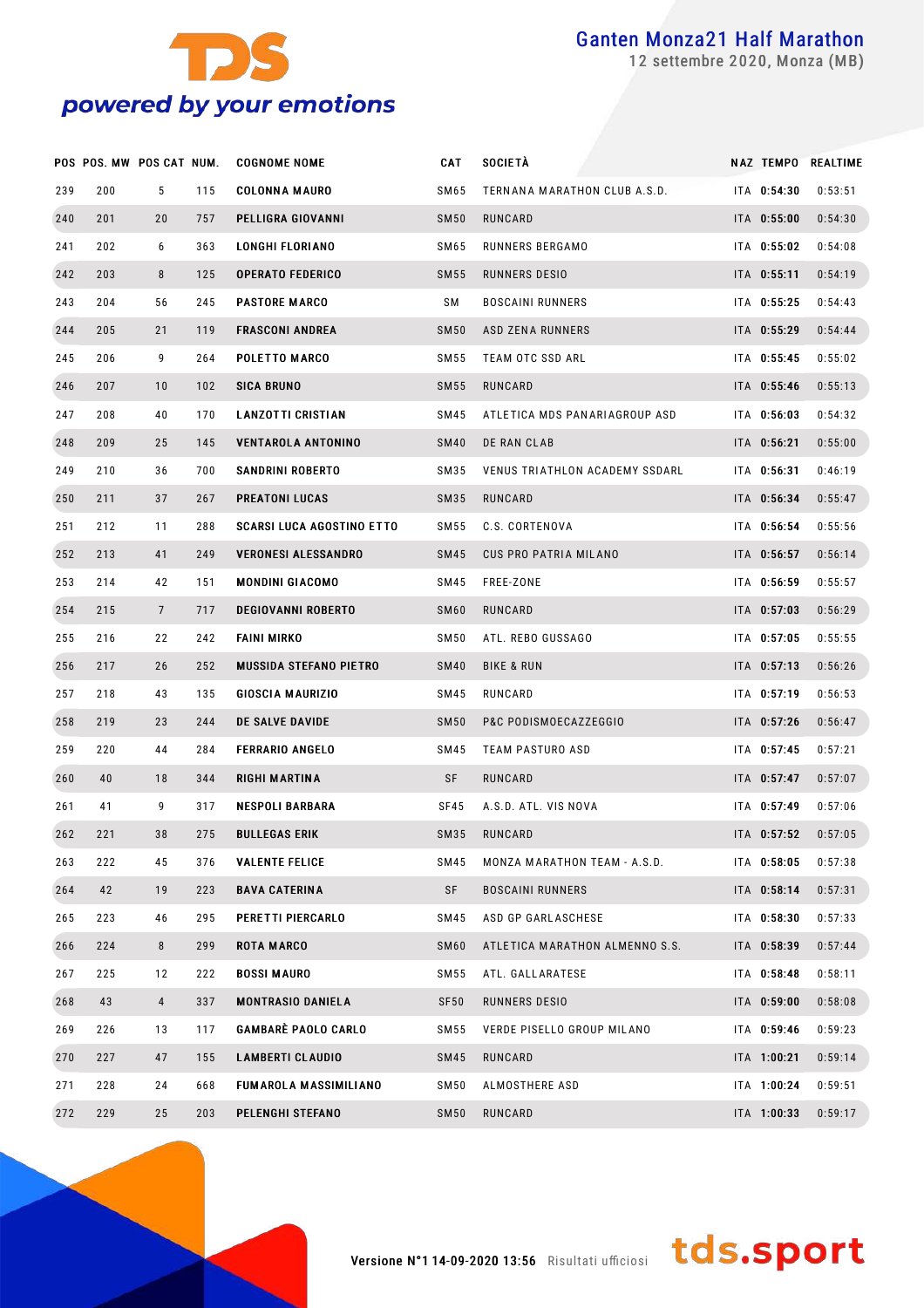# Ganten Monza21 Half Marathon

12 settembre 2020, Monza (MB)

| POS | POS. MW | POS CAT | NUM. | COGNOME NOME | CAT | SOCIETÀ | NAZ | TEMPO | REALTIME |
|---|---|---|---|---|---|---|---|---|---|
| 239 | 200 | 5 | 115 | **COLONNA MAURO** | SM65 | TERNANA MARATHON CLUB A.S.D. | ITA | **0:54:30** | 0:53:51 |
| 240 | 201 | 20 | 757 | **PELLIGRA GIOVANNI** | SM50 | RUNCARD | ITA | **0:55:00** | 0:54:30 |
| 241 | 202 | 6 | 363 | **LONGHI FLORIANO** | SM65 | RUNNERS BERGAMO | ITA | **0:55:02** | 0:54:08 |
| 242 | 203 | 8 | 125 | **OPERATO FEDERICO** | SM55 | RUNNERS DESIO | ITA | **0:55:11** | 0:54:19 |
| 243 | 204 | 56 | 245 | **PASTORE MARCO** | SM | BOSCAINI RUNNERS | ITA | **0:55:25** | 0:54:43 |
| 244 | 205 | 21 | 119 | **FRASCONI ANDREA** | SM50 | ASD ZENA RUNNERS | ITA | **0:55:29** | 0:54:44 |
| 245 | 206 | 9 | 264 | **POLETTO MARCO** | SM55 | TEAM OTC SSD ARL | ITA | **0:55:45** | 0:55:02 |
| 246 | 207 | 10 | 102 | **SICA BRUNO** | SM55 | RUNCARD | ITA | **0:55:46** | 0:55:13 |
| 247 | 208 | 40 | 170 | **LANZOTTI CRISTIAN** | SM45 | ATLETICA MDS PANARIAGROUP ASD | ITA | **0:56:03** | 0:54:32 |
| 248 | 209 | 25 | 145 | **VENTAROLA ANTONINO** | SM40 | DE RAN CLAB | ITA | **0:56:21** | 0:55:00 |
| 249 | 210 | 36 | 700 | **SANDRINI ROBERTO** | SM35 | VENUS TRIATHLON ACADEMY SSDARL | ITA | **0:56:31** | 0:46:19 |
| 250 | 211 | 37 | 267 | **PREATONI LUCAS** | SM35 | RUNCARD | ITA | **0:56:34** | 0:55:47 |
| 251 | 212 | 11 | 288 | **SCARSI LUCA AGOSTINO ETTO** | SM55 | C.S. CORTENOVA | ITA | **0:56:54** | 0:55:56 |
| 252 | 213 | 41 | 249 | **VERONESI ALESSANDRO** | SM45 | CUS PRO PATRIA MILANO | ITA | **0:56:57** | 0:56:14 |
| 253 | 214 | 42 | 151 | **MONDINI GIACOMO** | SM45 | FREE-ZONE | ITA | **0:56:59** | 0:55:57 |
| 254 | 215 | 7 | 717 | **DEGIOVANNI ROBERTO** | SM60 | RUNCARD | ITA | **0:57:03** | 0:56:29 |
| 255 | 216 | 22 | 242 | **FAINI MIRKO** | SM50 | ATL. REBO GUSSAGO | ITA | **0:57:05** | 0:55:55 |
| 256 | 217 | 26 | 252 | **MUSSIDA STEFANO PIETRO** | SM40 | BIKE & RUN | ITA | **0:57:13** | 0:56:26 |
| 257 | 218 | 43 | 135 | **GIOSCIA MAURIZIO** | SM45 | RUNCARD | ITA | **0:57:19** | 0:56:53 |
| 258 | 219 | 23 | 244 | **DE SALVE DAVIDE** | SM50 | P&C PODISMOECAZZEGGIO | ITA | **0:57:26** | 0:56:47 |
| 259 | 220 | 44 | 284 | **FERRARIO ANGELO** | SM45 | TEAM PASTURO ASD | ITA | **0:57:45** | 0:57:21 |
| 260 | 40 | 18 | 344 | **RIGHI MARTINA** | SF | RUNCARD | ITA | **0:57:47** | 0:57:07 |
| 261 | 41 | 9 | 317 | **NESPOLI BARBARA** | SF45 | A.S.D. ATL. VIS NOVA | ITA | **0:57:49** | 0:57:06 |
| 262 | 221 | 38 | 275 | **BULLEGAS ERIK** | SM35 | RUNCARD | ITA | **0:57:52** | 0:57:05 |
| 263 | 222 | 45 | 376 | **VALENTE FELICE** | SM45 | MONZA MARATHON TEAM - A.S.D. | ITA | **0:58:05** | 0:57:38 |
| 264 | 42 | 19 | 223 | **BAVA CATERINA** | SF | BOSCAINI RUNNERS | ITA | **0:58:14** | 0:57:31 |
| 265 | 223 | 46 | 295 | **PERETTI PIERCARLO** | SM45 | ASD GP GARLASCHESE | ITA | **0:58:30** | 0:57:33 |
| 266 | 224 | 8 | 299 | **ROTA MARCO** | SM60 | ATLETICA MARATHON ALMENNO S.S. | ITA | **0:58:39** | 0:57:44 |
| 267 | 225 | 12 | 222 | **BOSSI MAURO** | SM55 | ATL. GALLARATESE | ITA | **0:58:48** | 0:58:11 |
| 268 | 43 | 4 | 337 | **MONTRASIO DANIELA** | SF50 | RUNNERS DESIO | ITA | **0:59:00** | 0:58:08 |
| 269 | 226 | 13 | 117 | **GAMBARÈ PAOLO CARLO** | SM55 | VERDE PISELLO GROUP MILANO | ITA | **0:59:46** | 0:59:23 |
| 270 | 227 | 47 | 155 | **LAMBERTI CLAUDIO** | SM45 | RUNCARD | ITA | **1:00:21** | 0:59:14 |
| 271 | 228 | 24 | 668 | **FUMAROLA MASSIMILIANO** | SM50 | ALMOSTHERE ASD | ITA | **1:00:24** | 0:59:51 |
| 272 | 229 | 25 | 203 | **PELENGHI STEFANO** | SM50 | RUNCARD | ITA | **1:00:33** | 0:59:17 |

Versione N°1 14-09-2020 13:56 Risultati ufficiosi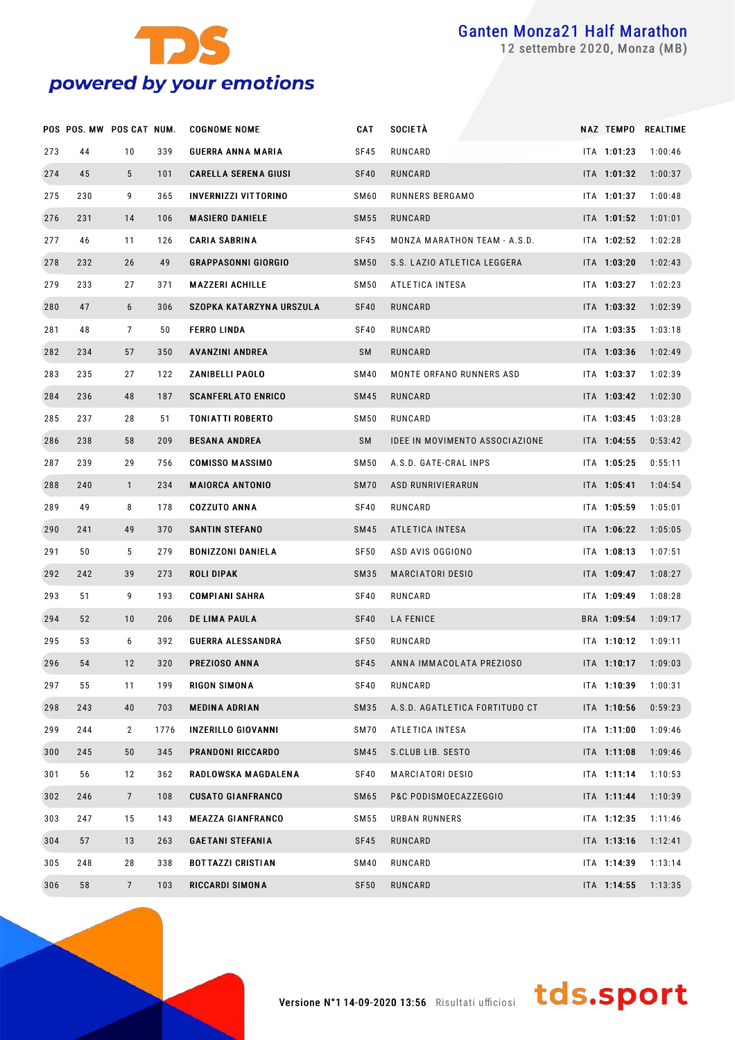# Ganten Monza21 Half Marathon

12 settembre 2020, Monza (MB)

| POS | POS. MW | POS CAT | NUM. | COGNOME NOME | CAT | SOCIETÀ | NAZ | TEMPO | REALTIME |
|---|---|---|---|---|---|---|---|---|---|
| 273 | 44 | 10 | 339 | GUERRA ANNA MARIA | SF45 | RUNCARD | ITA | 1:01:23 | 1:00:46 |
| 274 | 45 | 5 | 101 | CARELLA SERENA GIUSI | SF40 | RUNCARD | ITA | 1:01:32 | 1:00:37 |
| 275 | 230 | 9 | 365 | INVERNIZZI VITTORINO | SM60 | RUNNERS BERGAMO | ITA | 1:01:37 | 1:00:48 |
| 276 | 231 | 14 | 106 | MASIERO DANIELE | SM55 | RUNCARD | ITA | 1:01:52 | 1:01:01 |
| 277 | 46 | 11 | 126 | CARIA SABRINA | SF45 | MONZA MARATHON TEAM - A.S.D. | ITA | 1:02:52 | 1:02:28 |
| 278 | 232 | 26 | 49 | GRAPPASONNI GIORGIO | SM50 | S.S. LAZIO ATLETICA LEGGERA | ITA | 1:03:20 | 1:02:43 |
| 279 | 233 | 27 | 371 | MAZZERI ACHILLE | SM50 | ATLETICA INTESA | ITA | 1:03:27 | 1:02:23 |
| 280 | 47 | 6 | 306 | SZOPKA KATARZYNA URSZULA | SF40 | RUNCARD | ITA | 1:03:32 | 1:02:39 |
| 281 | 48 | 7 | 50 | FERRO LINDA | SF40 | RUNCARD | ITA | 1:03:35 | 1:03:18 |
| 282 | 234 | 57 | 350 | AVANZINI ANDREA | SM | RUNCARD | ITA | 1:03:36 | 1:02:49 |
| 283 | 235 | 27 | 122 | ZANIBELLI PAOLO | SM40 | MONTE ORFANO RUNNERS ASD | ITA | 1:03:37 | 1:02:39 |
| 284 | 236 | 48 | 187 | SCANFERLATO ENRICO | SM45 | RUNCARD | ITA | 1:03:42 | 1:02:30 |
| 285 | 237 | 28 | 51 | TONIATTI ROBERTO | SM50 | RUNCARD | ITA | 1:03:45 | 1:03:28 |
| 286 | 238 | 58 | 209 | BESANA ANDREA | SM | IDEE IN MOVIMENTO ASSOCIAZIONE | ITA | 1:04:55 | 0:53:42 |
| 287 | 239 | 29 | 756 | COMISSO MASSIMO | SM50 | A.S.D. GATE-CRAL INPS | ITA | 1:05:25 | 0:55:11 |
| 288 | 240 | 1 | 234 | MAIORCA ANTONIO | SM70 | ASD RUNRIVIERARUN | ITA | 1:05:41 | 1:04:54 |
| 289 | 49 | 8 | 178 | COZZUTO ANNA | SF40 | RUNCARD | ITA | 1:05:59 | 1:05:01 |
| 290 | 241 | 49 | 370 | SANTIN STEFANO | SM45 | ATLETICA INTESA | ITA | 1:06:22 | 1:05:05 |
| 291 | 50 | 5 | 279 | BONIZZONI DANIELA | SF50 | ASD AVIS OGGIONO | ITA | 1:08:13 | 1:07:51 |
| 292 | 242 | 39 | 273 | ROLI DIPAK | SM35 | MARCIATORI DESIO | ITA | 1:09:47 | 1:08:27 |
| 293 | 51 | 9 | 193 | COMPIANI SAHRA | SF40 | RUNCARD | ITA | 1:09:49 | 1:08:28 |
| 294 | 52 | 10 | 206 | DE LIMA PAULA | SF40 | LA FENICE | BRA | 1:09:54 | 1:09:17 |
| 295 | 53 | 6 | 392 | GUERRA ALESSANDRA | SF50 | RUNCARD | ITA | 1:10:12 | 1:09:11 |
| 296 | 54 | 12 | 320 | PREZIOSO ANNA | SF45 | ANNA IMMACOLATA PREZIOSO | ITA | 1:10:17 | 1:09:03 |
| 297 | 55 | 11 | 199 | RIGON SIMONA | SF40 | RUNCARD | ITA | 1:10:39 | 1:00:31 |
| 298 | 243 | 40 | 703 | MEDINA ADRIAN | SM35 | A.S.D. AGATLETICA FORTITUDO CT | ITA | 1:10:56 | 0:59:23 |
| 299 | 244 | 2 | 1776 | INZERILLO GIOVANNI | SM70 | ATLETICA INTESA | ITA | 1:11:00 | 1:09:46 |
| 300 | 245 | 50 | 345 | PRANDONI RICCARDO | SM45 | S.CLUB LIB. SESTO | ITA | 1:11:08 | 1:09:46 |
| 301 | 56 | 12 | 362 | RADLOWSKA MAGDALENA | SF40 | MARCIATORI DESIO | ITA | 1:11:14 | 1:10:53 |
| 302 | 246 | 7 | 108 | CUSATO GIANFRANCO | SM65 | P&C PODISMOECAZZEGGIO | ITA | 1:11:44 | 1:10:39 |
| 303 | 247 | 15 | 143 | MEAZZA GIANFRANCO | SM55 | URBAN RUNNERS | ITA | 1:12:35 | 1:11:46 |
| 304 | 57 | 13 | 263 | GAETANI STEFANIA | SF45 | RUNCARD | ITA | 1:13:16 | 1:12:41 |
| 305 | 248 | 28 | 338 | BOTTAZZI CRISTIAN | SM40 | RUNCARD | ITA | 1:14:39 | 1:13:14 |
| 306 | 58 | 7 | 103 | RICCARDI SIMONA | SF50 | RUNCARD | ITA | 1:14:55 | 1:13:35 |

Versione N°1 14-09-2020 13:56 Risultati ufficiosi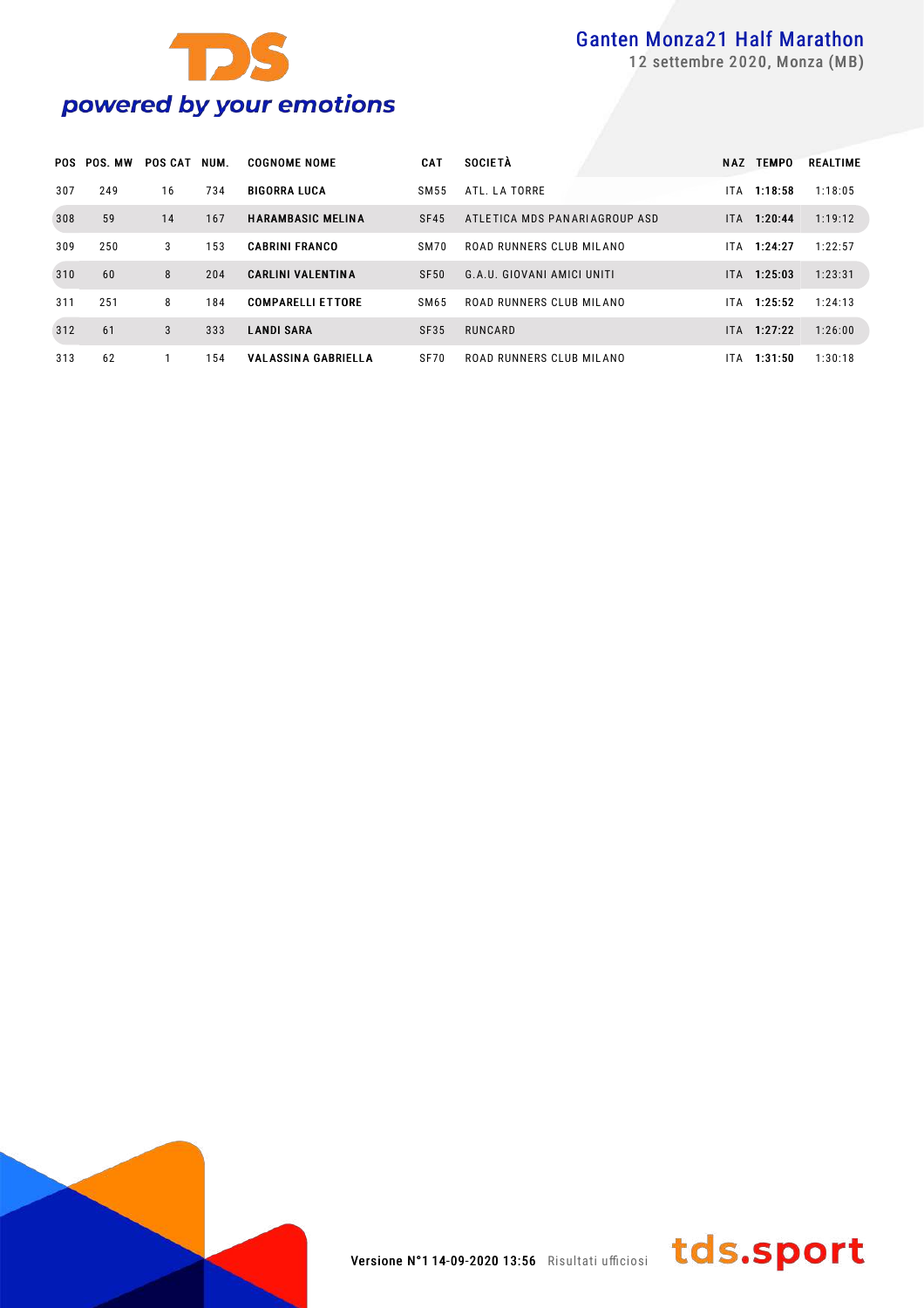| POS | POS. MW | POS CAT | NUM. | COGNOME NOME | CAT | SOCIETÀ | NAZ | TEMPO | REALTIME |
|---|---|---|---|---|---|---|---|---|---|
| 307 | 249 | 16 | 734 | **BIGORRA LUCA** | SM55 | ATL. LA TORRE | ITA | **1:18:58** | 1:18:05 |
| 308 | 59 | 14 | 167 | **HARAMBASIC MELINA** | SF45 | ATLETICA MDS PANARIAGROUP ASD | ITA | **1:20:44** | 1:19:12 |
| 309 | 250 | 3 | 153 | **CABRINI FRANCO** | SM70 | ROAD RUNNERS CLUB MILANO | ITA | **1:24:27** | 1:22:57 |
| 310 | 60 | 8 | 204 | **CARLINI VALENTINA** | SF50 | G.A.U. GIOVANI AMICI UNITI | ITA | **1:25:03** | 1:23:31 |
| 311 | 251 | 8 | 184 | **COMPARELLI ETTORE** | SM65 | ROAD RUNNERS CLUB MILANO | ITA | **1:25:52** | 1:24:13 |
| 312 | 61 | 3 | 333 | **LANDI SARA** | SF35 | RUNCARD | ITA | **1:27:22** | 1:26:00 |
| 313 | 62 | 1 | 154 | **VALASSINA GABRIELLA** | SF70 | ROAD RUNNERS CLUB MILANO | ITA | **1:31:50** | 1:30:18 |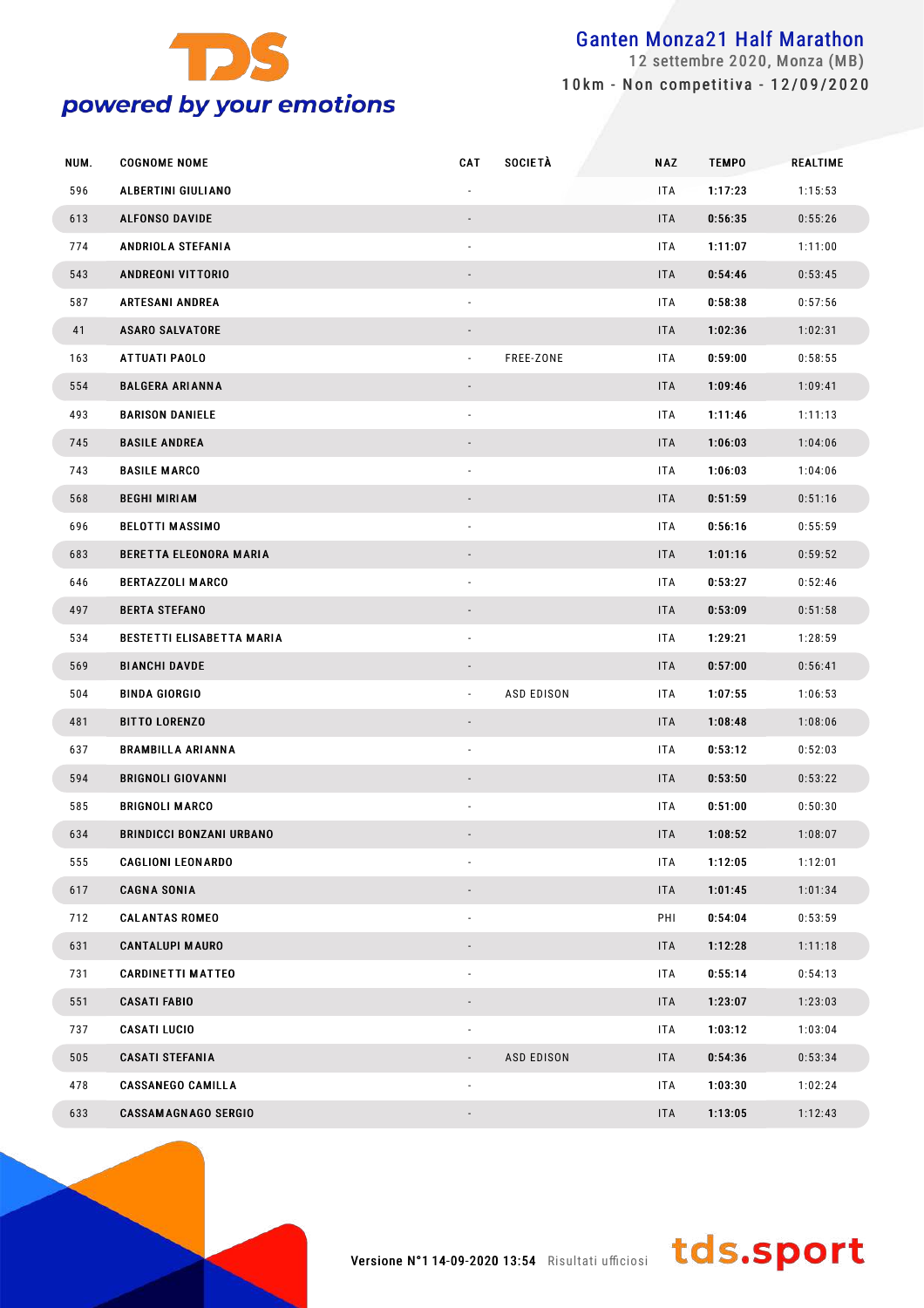# Ganten Monza21 Half Marathon

12 settembre 2020, Monza (MB)

10km - Non competitiva - 12/09/2020

| NUM. | COGNOME NOME | CAT | SOCIETÀ | NAZ | TEMPO | REALTIME |
|---|---|---|---|---|---|---|
| 596 | ALBERTINI GIULIANO | - | | ITA | **1:17:23** | 1:15:53 |
| 613 | ALFONSO DAVIDE | - | | ITA | **0:56:35** | 0:55:26 |
| 774 | ANDRIOLA STEFANIA | - | | ITA | **1:11:07** | 1:11:00 |
| 543 | ANDREONI VITTORIO | - | | ITA | **0:54:46** | 0:53:45 |
| 587 | ARTESANI ANDREA | - | | ITA | **0:58:38** | 0:57:56 |
| 41 | ASARO SALVATORE | - | | ITA | **1:02:36** | 1:02:31 |
| 163 | ATTUATI PAOLO | - | FREE-ZONE | ITA | **0:59:00** | 0:58:55 |
| 554 | BALGERA ARIANNA | - | | ITA | **1:09:46** | 1:09:41 |
| 493 | BARISON DANIELE | - | | ITA | **1:11:46** | 1:11:13 |
| 745 | BASILE ANDREA | - | | ITA | **1:06:03** | 1:04:06 |
| 743 | BASILE MARCO | - | | ITA | **1:06:03** | 1:04:06 |
| 568 | BEGHI MIRIAM | - | | ITA | **0:51:59** | 0:51:16 |
| 696 | BELOTTI MASSIMO | - | | ITA | **0:56:16** | 0:55:59 |
| 683 | BERETTA ELEONORA MARIA | - | | ITA | **1:01:16** | 0:59:52 |
| 646 | BERTAZZOLI MARCO | - | | ITA | **0:53:27** | 0:52:46 |
| 497 | BERTA STEFANO | - | | ITA | **0:53:09** | 0:51:58 |
| 534 | BESTETTI ELISABETTA MARIA | - | | ITA | **1:29:21** | 1:28:59 |
| 569 | BIANCHI DAVDE | - | | ITA | **0:57:00** | 0:56:41 |
| 504 | BINDA GIORGIO | - | ASD EDISON | ITA | **1:07:55** | 1:06:53 |
| 481 | BITTO LORENZO | - | | ITA | **1:08:48** | 1:08:06 |
| 637 | BRAMBILLA ARIANNA | - | | ITA | **0:53:12** | 0:52:03 |
| 594 | BRIGNOLI GIOVANNI | - | | ITA | **0:53:50** | 0:53:22 |
| 585 | BRIGNOLI MARCO | - | | ITA | **0:51:00** | 0:50:30 |
| 634 | BRINDICCI BONZANI URBANO | - | | ITA | **1:08:52** | 1:08:07 |
| 555 | CAGLIONI LEONARDO | - | | ITA | **1:12:05** | 1:12:01 |
| 617 | CAGNA SONIA | - | | ITA | **1:01:45** | 1:01:34 |
| 712 | CALANTAS ROMEO | - | | PHI | **0:54:04** | 0:53:59 |
| 631 | CANTALUPI MAURO | - | | ITA | **1:12:28** | 1:11:18 |
| 731 | CARDINETTI MATTEO | - | | ITA | **0:55:14** | 0:54:13 |
| 551 | CASATI FABIO | - | | ITA | **1:23:07** | 1:23:03 |
| 737 | CASATI LUCIO | - | | ITA | **1:03:12** | 1:03:04 |
| 505 | CASATI STEFANIA | - | ASD EDISON | ITA | **0:54:36** | 0:53:34 |
| 478 | CASSANEGO CAMILLA | - | | ITA | **1:03:30** | 1:02:24 |
| 633 | CASSAMAGNAGO SERGIO | - | | ITA | **1:13:05** | 1:12:43 |

Versione N°1 14-09-2020 13:54 Risultati ufficiosi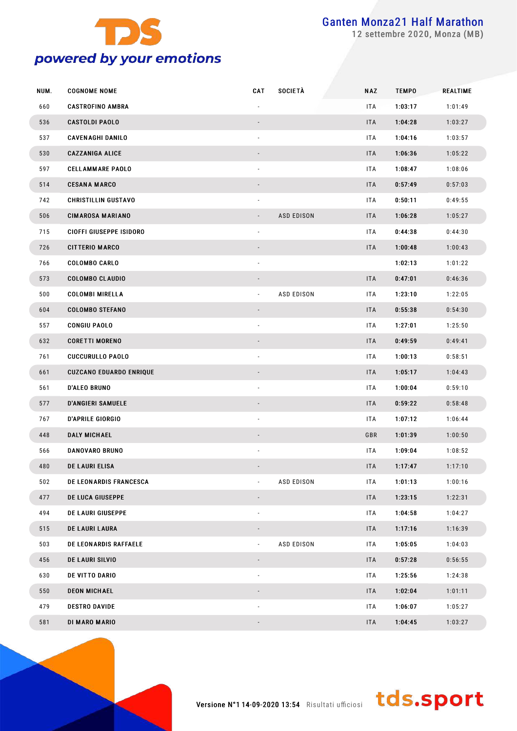# Ganten Monza21 Half Marathon

12 settembre 2020, Monza (MB)

| NUM. | COGNOME NOME | CAT | SOCIETÀ | NAZ | TEMPO | REALTIME |
|---|---|---|---|---|---|---|
| 660 | CASTROFINO AMBRA | - | | ITA | **1:03:17** | 1:01:49 |
| 536 | CASTOLDI PAOLO | - | | ITA | **1:04:28** | 1:03:27 |
| 537 | CAVENAGHI DANILO | - | | ITA | **1:04:16** | 1:03:57 |
| 530 | CAZZANIGA ALICE | - | | ITA | **1:06:36** | 1:05:22 |
| 597 | CELLAMMARE PAOLO | - | | ITA | **1:08:47** | 1:08:06 |
| 514 | CESANA MARCO | - | | ITA | **0:57:49** | 0:57:03 |
| 742 | CHRISTILLIN GUSTAVO | - | | ITA | **0:50:11** | 0:49:55 |
| 506 | CIMAROSA MARIANO | - | ASD EDISON | ITA | **1:06:28** | 1:05:27 |
| 715 | CIOFFI GIUSEPPE ISIDORO | - | | ITA | **0:44:38** | 0:44:30 |
| 726 | CITTERIO MARCO | - | | ITA | **1:00:48** | 1:00:43 |
| 766 | COLOMBO CARLO | - | | | **1:02:13** | 1:01:22 |
| 573 | COLOMBO CLAUDIO | - | | ITA | **0:47:01** | 0:46:36 |
| 500 | COLOMBI MIRELLA | - | ASD EDISON | ITA | **1:23:10** | 1:22:05 |
| 604 | COLOMBO STEFANO | - | | ITA | **0:55:38** | 0:54:30 |
| 557 | CONGIU PAOLO | - | | ITA | **1:27:01** | 1:25:50 |
| 632 | CORETTI MORENO | - | | ITA | **0:49:59** | 0:49:41 |
| 761 | CUCCURULLO PAOLO | - | | ITA | **1:00:13** | 0:58:51 |
| 661 | CUZCANO EDUARDO ENRIQUE | - | | ITA | **1:05:17** | 1:04:43 |
| 561 | D'ALEO BRUNO | - | | ITA | **1:00:04** | 0:59:10 |
| 577 | D'ANGIERI SAMUELE | - | | ITA | **0:59:22** | 0:58:48 |
| 767 | D'APRILE GIORGIO | - | | ITA | **1:07:12** | 1:06:44 |
| 448 | DALY MICHAEL | - | | GBR | **1:01:39** | 1:00:50 |
| 566 | DANOVARO BRUNO | - | | ITA | **1:09:04** | 1:08:52 |
| 480 | DE LAURI ELISA | - | | ITA | **1:17:47** | 1:17:10 |
| 502 | DE LEONARDIS FRANCESCA | - | ASD EDISON | ITA | **1:01:13** | 1:00:16 |
| 477 | DE LUCA GIUSEPPE | - | | ITA | **1:23:15** | 1:22:31 |
| 494 | DE LAURI GIUSEPPE | - | | ITA | **1:04:58** | 1:04:27 |
| 515 | DE LAURI LAURA | - | | ITA | **1:17:16** | 1:16:39 |
| 503 | DE LEONARDIS RAFFAELE | - | ASD EDISON | ITA | **1:05:05** | 1:04:03 |
| 456 | DE LAURI SILVIO | - | | ITA | **0:57:28** | 0:56:55 |
| 630 | DE VITTO DARIO | - | | ITA | **1:25:56** | 1:24:38 |
| 550 | DEON MICHAEL | - | | ITA | **1:02:04** | 1:01:11 |
| 479 | DESTRO DAVIDE | - | | ITA | **1:06:07** | 1:05:27 |
| 581 | DI MARO MARIO | - | | ITA | **1:04:45** | 1:03:27 |

Versione N°1 14-09-2020 13:54 Risultati ufficiosi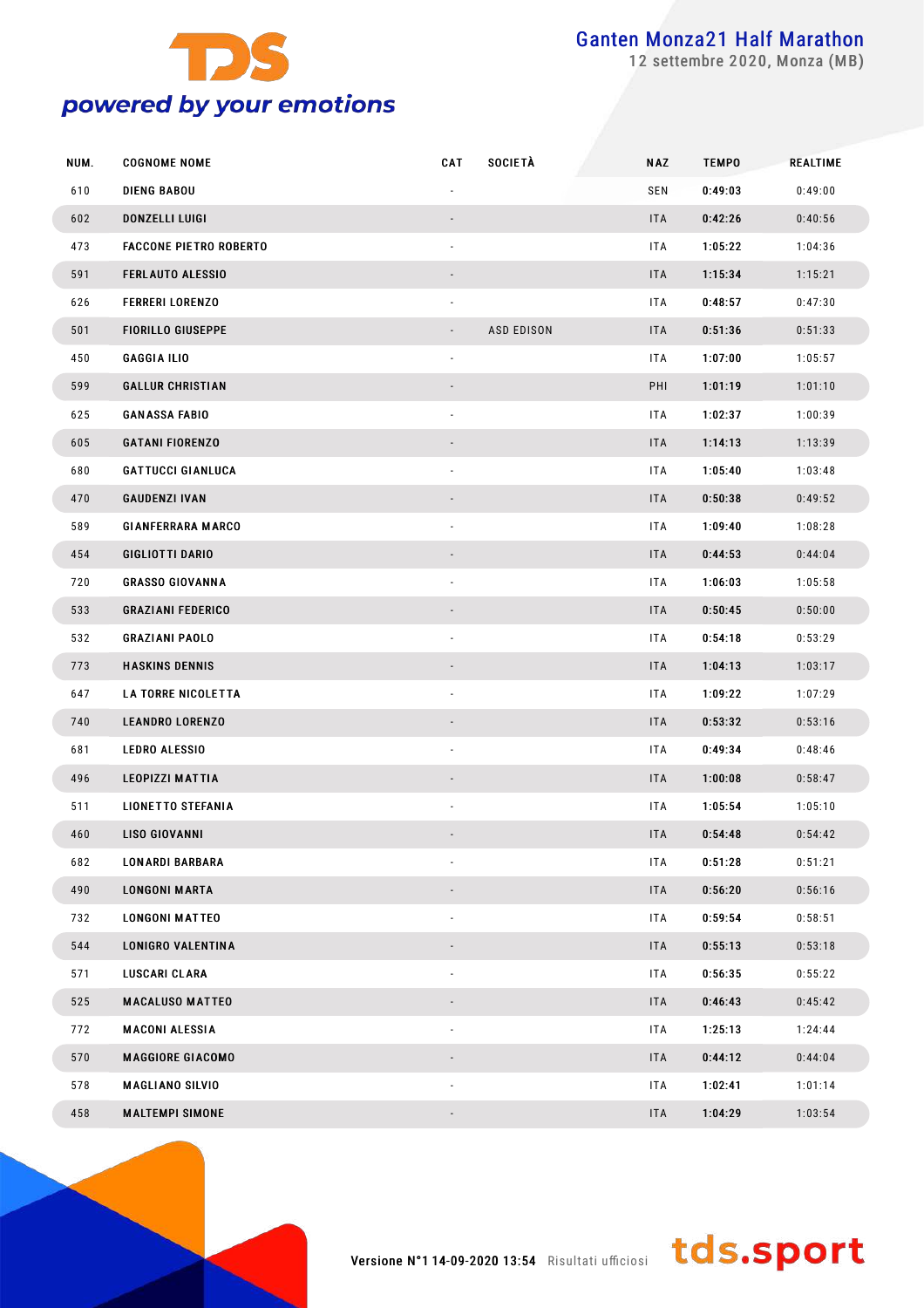# Ganten Monza21 Half Marathon

12 settembre 2020, Monza (MB)

| NUM. | COGNOME NOME | CAT | SOCIETÀ | NAZ | TEMPO | REALTIME |
|---|---|---|---|---|---|---|
| 610 | DIENG BABOU | - | | SEN | 0:49:03 | 0:49:00 |
| 602 | DONZELLI LUIGI | - | | ITA | 0:42:26 | 0:40:56 |
| 473 | FACCONE PIETRO ROBERTO | - | | ITA | 1:05:22 | 1:04:36 |
| 591 | FERLAUTO ALESSIO | - | | ITA | 1:15:34 | 1:15:21 |
| 626 | FERRERI LORENZO | - | | ITA | 0:48:57 | 0:47:30 |
| 501 | FIORILLO GIUSEPPE | - | ASD EDISON | ITA | 0:51:36 | 0:51:33 |
| 450 | GAGGIA ILIO | - | | ITA | 1:07:00 | 1:05:57 |
| 599 | GALLUR CHRISTIAN | - | | PHI | 1:01:19 | 1:01:10 |
| 625 | GANASSA FABIO | - | | ITA | 1:02:37 | 1:00:39 |
| 605 | GATANI FIORENZO | - | | ITA | 1:14:13 | 1:13:39 |
| 680 | GATTUCCI GIANLUCA | - | | ITA | 1:05:40 | 1:03:48 |
| 470 | GAUDENZI IVAN | - | | ITA | 0:50:38 | 0:49:52 |
| 589 | GIANFERRARA MARCO | - | | ITA | 1:09:40 | 1:08:28 |
| 454 | GIGLIOTTI DARIO | - | | ITA | 0:44:53 | 0:44:04 |
| 720 | GRASSO GIOVANNA | - | | ITA | 1:06:03 | 1:05:58 |
| 533 | GRAZIANI FEDERICO | - | | ITA | 0:50:45 | 0:50:00 |
| 532 | GRAZIANI PAOLO | - | | ITA | 0:54:18 | 0:53:29 |
| 773 | HASKINS DENNIS | - | | ITA | 1:04:13 | 1:03:17 |
| 647 | LA TORRE NICOLETTA | - | | ITA | 1:09:22 | 1:07:29 |
| 740 | LEANDRO LORENZO | - | | ITA | 0:53:32 | 0:53:16 |
| 681 | LEDRO ALESSIO | - | | ITA | 0:49:34 | 0:48:46 |
| 496 | LEOPIZZI MATTIA | - | | ITA | 1:00:08 | 0:58:47 |
| 511 | LIONETTO STEFANIA | - | | ITA | 1:05:54 | 1:05:10 |
| 460 | LISO GIOVANNI | - | | ITA | 0:54:48 | 0:54:42 |
| 682 | LONARDI BARBARA | - | | ITA | 0:51:28 | 0:51:21 |
| 490 | LONGONI MARTA | - | | ITA | 0:56:20 | 0:56:16 |
| 732 | LONGONI MATTEO | - | | ITA | 0:59:54 | 0:58:51 |
| 544 | LONIGRO VALENTINA | - | | ITA | 0:55:13 | 0:53:18 |
| 571 | LUSCARI CLARA | - | | ITA | 0:56:35 | 0:55:22 |
| 525 | MACALUSO MATTEO | - | | ITA | 0:46:43 | 0:45:42 |
| 772 | MACONI ALESSIA | - | | ITA | 1:25:13 | 1:24:44 |
| 570 | MAGGIORE GIACOMO | - | | ITA | 0:44:12 | 0:44:04 |
| 578 | MAGLIANO SILVIO | - | | ITA | 1:02:41 | 1:01:14 |
| 458 | MALTEMPI SIMONE | - | | ITA | 1:04:29 | 1:03:54 |

Versione N°1 14-09-2020 13:54 Risultati ufficiosi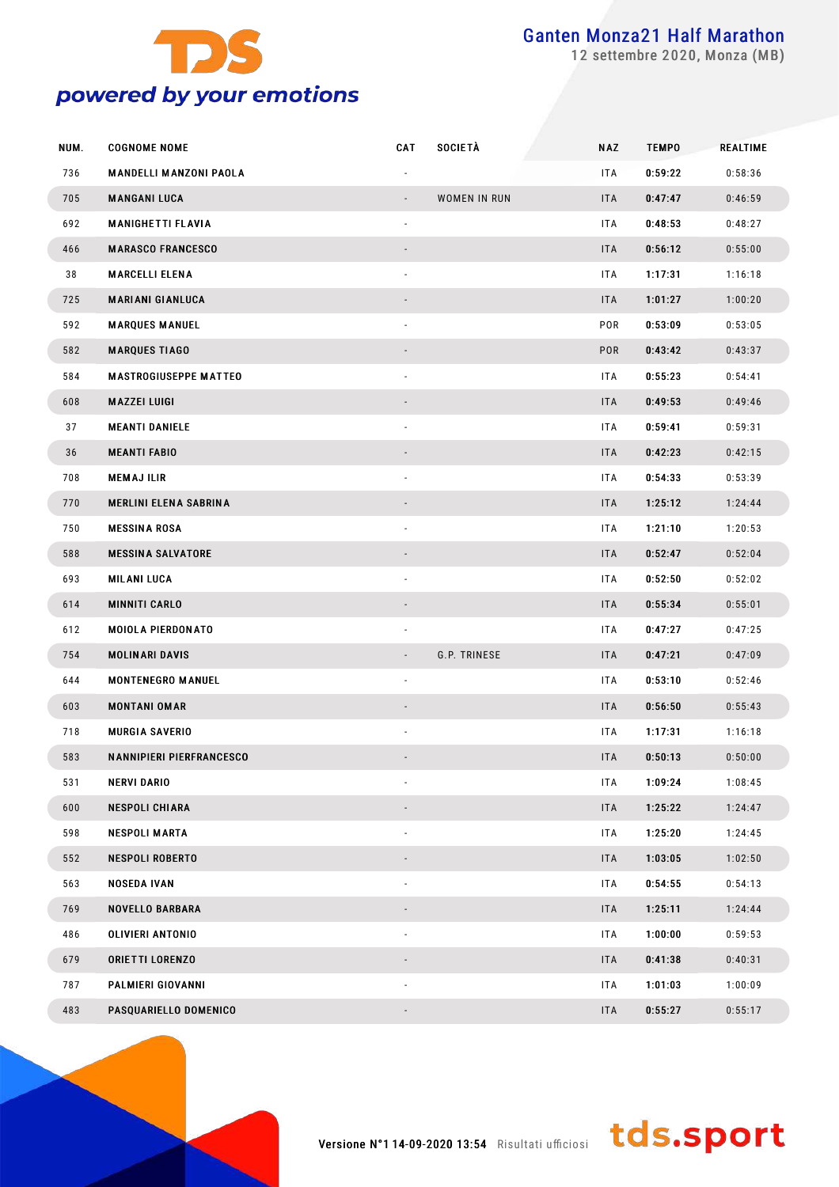# Ganten Monza21 Half Marathon

12 settembre 2020, Monza (MB)

| NUM. | COGNOME NOME | CAT | SOCIETÀ | NAZ | TEMPO | REALTIME |
|---|---|---|---|---|---|---|
| 736 | MANDELLI MANZONI PAOLA | - | | ITA | 0:59:22 | 0:58:36 |
| 705 | MANGANI LUCA | - | WOMEN IN RUN | ITA | 0:47:47 | 0:46:59 |
| 692 | MANIGHETTI FLAVIA | - | | ITA | 0:48:53 | 0:48:27 |
| 466 | MARASCO FRANCESCO | - | | ITA | 0:56:12 | 0:55:00 |
| 38 | MARCELLI ELENA | - | | ITA | 1:17:31 | 1:16:18 |
| 725 | MARIANI GIANLUCA | - | | ITA | 1:01:27 | 1:00:20 |
| 592 | MARQUES MANUEL | - | | POR | 0:53:09 | 0:53:05 |
| 582 | MARQUES TIAGO | - | | POR | 0:43:42 | 0:43:37 |
| 584 | MASTROGIUSEPPE MATTEO | - | | ITA | 0:55:23 | 0:54:41 |
| 608 | MAZZEI LUIGI | - | | ITA | 0:49:53 | 0:49:46 |
| 37 | MEANTI DANIELE | - | | ITA | 0:59:41 | 0:59:31 |
| 36 | MEANTI FABIO | - | | ITA | 0:42:23 | 0:42:15 |
| 708 | MEMAJ ILIR | - | | ITA | 0:54:33 | 0:53:39 |
| 770 | MERLINI ELENA SABRINA | - | | ITA | 1:25:12 | 1:24:44 |
| 750 | MESSINA ROSA | - | | ITA | 1:21:10 | 1:20:53 |
| 588 | MESSINA SALVATORE | - | | ITA | 0:52:47 | 0:52:04 |
| 693 | MILANI LUCA | - | | ITA | 0:52:50 | 0:52:02 |
| 614 | MINNITI CARLO | - | | ITA | 0:55:34 | 0:55:01 |
| 612 | MOIOLA PIERDONATO | - | | ITA | 0:47:27 | 0:47:25 |
| 754 | MOLINARI DAVIS | - | G.P. TRINESE | ITA | 0:47:21 | 0:47:09 |
| 644 | MONTENEGRO MANUEL | - | | ITA | 0:53:10 | 0:52:46 |
| 603 | MONTANI OMAR | - | | ITA | 0:56:50 | 0:55:43 |
| 718 | MURGIA SAVERIO | - | | ITA | 1:17:31 | 1:16:18 |
| 583 | NANNIPIERI PIERFRANCESCO | - | | ITA | 0:50:13 | 0:50:00 |
| 531 | NERVI DARIO | - | | ITA | 1:09:24 | 1:08:45 |
| 600 | NESPOLI CHIARA | - | | ITA | 1:25:22 | 1:24:47 |
| 598 | NESPOLI MARTA | - | | ITA | 1:25:20 | 1:24:45 |
| 552 | NESPOLI ROBERTO | - | | ITA | 1:03:05 | 1:02:50 |
| 563 | NOSEDA IVAN | - | | ITA | 0:54:55 | 0:54:13 |
| 769 | NOVELLO BARBARA | - | | ITA | 1:25:11 | 1:24:44 |
| 486 | OLIVIERI ANTONIO | - | | ITA | 1:00:00 | 0:59:53 |
| 679 | ORIETTI LORENZO | - | | ITA | 0:41:38 | 0:40:31 |
| 787 | PALMIERI GIOVANNI | - | | ITA | 1:01:03 | 1:00:09 |
| 483 | PASQUARIELLO DOMENICO | - | | ITA | 0:55:27 | 0:55:17 |

Versione N°1 14-09-2020 13:54 Risultati ufficiosi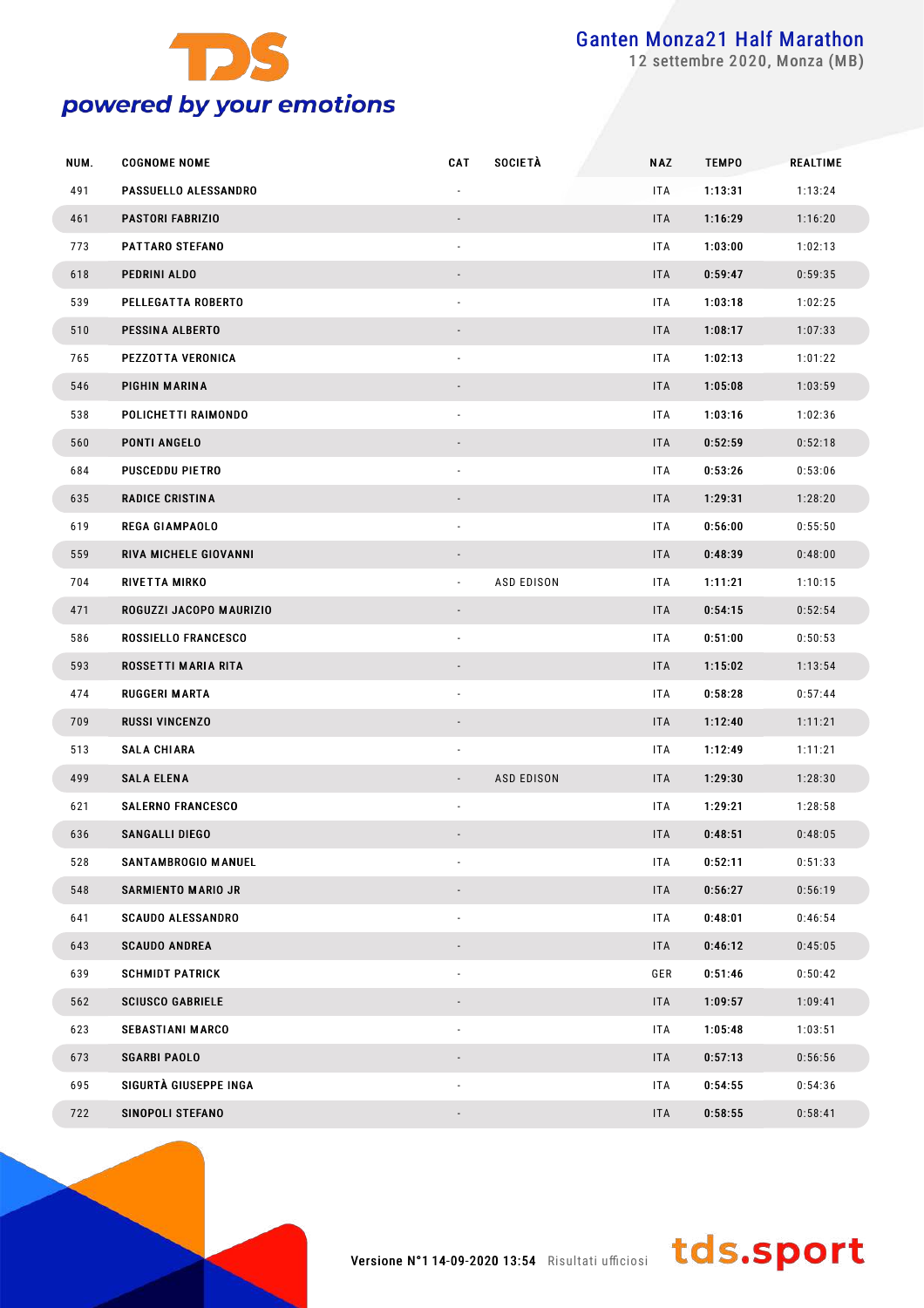| NUM. | COGNOME NOME | CAT | SOCIETÀ | NAZ | TEMPO | REALTIME |
|---|---|---|---|---|---|---|
| 491 | PASSUELLO ALESSANDRO | - | | ITA | **1:13:31** | 1:13:24 |
| 461 | PASTORI FABRIZIO | - | | ITA | **1:16:29** | 1:16:20 |
| 773 | PATTARO STEFANO | - | | ITA | **1:03:00** | 1:02:13 |
| 618 | PEDRINI ALDO | - | | ITA | **0:59:47** | 0:59:35 |
| 539 | PELLEGATTA ROBERTO | - | | ITA | **1:03:18** | 1:02:25 |
| 510 | PESSINA ALBERTO | - | | ITA | **1:08:17** | 1:07:33 |
| 765 | PEZZOTTA VERONICA | - | | ITA | **1:02:13** | 1:01:22 |
| 546 | PIGHIN MARINA | - | | ITA | **1:05:08** | 1:03:59 |
| 538 | POLICHETTI RAIMONDO | - | | ITA | **1:03:16** | 1:02:36 |
| 560 | PONTI ANGELO | - | | ITA | **0:52:59** | 0:52:18 |
| 684 | PUSCEDDU PIETRO | - | | ITA | **0:53:26** | 0:53:06 |
| 635 | RADICE CRISTINA | - | | ITA | **1:29:31** | 1:28:20 |
| 619 | REGA GIAMPAOLO | - | | ITA | **0:56:00** | 0:55:50 |
| 559 | RIVA MICHELE GIOVANNI | - | | ITA | **0:48:39** | 0:48:00 |
| 704 | RIVETTA MIRKO | - | ASD EDISON | ITA | **1:11:21** | 1:10:15 |
| 471 | ROGUZZI JACOPO MAURIZIO | - | | ITA | **0:54:15** | 0:52:54 |
| 586 | ROSSIELLO FRANCESCO | - | | ITA | **0:51:00** | 0:50:53 |
| 593 | ROSSETTI MARIA RITA | - | | ITA | **1:15:02** | 1:13:54 |
| 474 | RUGGERI MARTA | - | | ITA | **0:58:28** | 0:57:44 |
| 709 | RUSSI VINCENZO | - | | ITA | **1:12:40** | 1:11:21 |
| 513 | SALA CHIARA | - | | ITA | **1:12:49** | 1:11:21 |
| 499 | SALA ELENA | - | ASD EDISON | ITA | **1:29:30** | 1:28:30 |
| 621 | SALERNO FRANCESCO | - | | ITA | **1:29:21** | 1:28:58 |
| 636 | SANGALLI DIEGO | - | | ITA | **0:48:51** | 0:48:05 |
| 528 | SANTAMBROGIO MANUEL | - | | ITA | **0:52:11** | 0:51:33 |
| 548 | SARMIENTO MARIO JR | - | | ITA | **0:56:27** | 0:56:19 |
| 641 | SCAUDO ALESSANDRO | - | | ITA | **0:48:01** | 0:46:54 |
| 643 | SCAUDO ANDREA | - | | ITA | **0:46:12** | 0:45:05 |
| 639 | SCHMIDT PATRICK | - | | GER | **0:51:46** | 0:50:42 |
| 562 | SCIUSCO GABRIELE | - | | ITA | **1:09:57** | 1:09:41 |
| 623 | SEBASTIANI MARCO | - | | ITA | **1:05:48** | 1:03:51 |
| 673 | SGARBI PAOLO | - | | ITA | **0:57:13** | 0:56:56 |
| 695 | SIGURTÀ GIUSEPPE INGA | - | | ITA | **0:54:55** | 0:54:36 |
| 722 | SINOPOLI STEFANO | - | | ITA | **0:58:55** | 0:58:41 |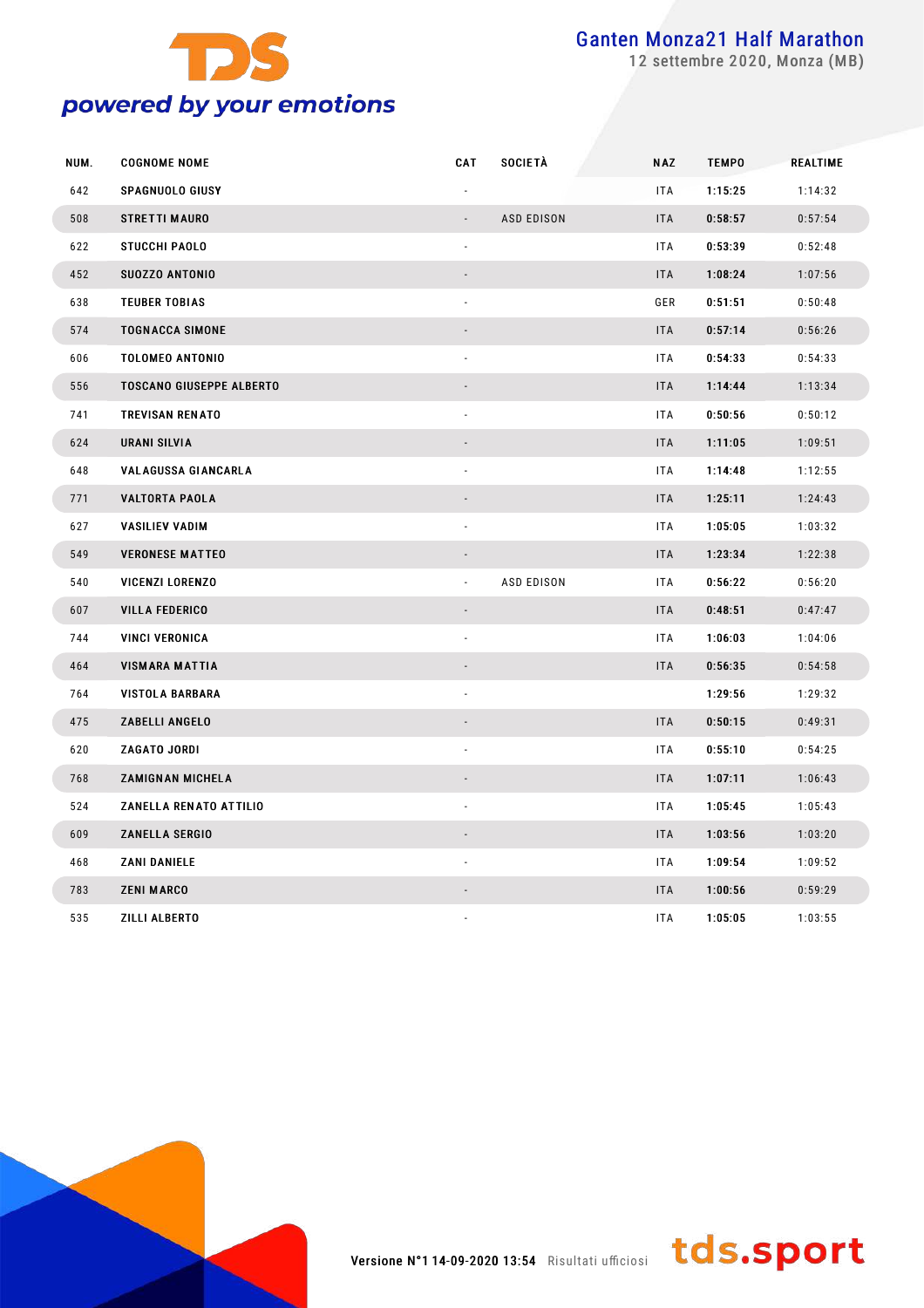| NUM. | COGNOME NOME | CAT | SOCIETÀ | NAZ | TEMPO | REALTIME |
|---|---|---|---|---|---|---|
| 642 | SPAGNUOLO GIUSY | - | | ITA | **1:15:25** | 1:14:32 |
| 508 | STRETTI MAURO | - | ASD EDISON | ITA | **0:58:57** | 0:57:54 |
| 622 | STUCCHI PAOLO | - | | ITA | **0:53:39** | 0:52:48 |
| 452 | SUOZZO ANTONIO | - | | ITA | **1:08:24** | 1:07:56 |
| 638 | TEUBER TOBIAS | - | | GER | **0:51:51** | 0:50:48 |
| 574 | TOGNACCA SIMONE | - | | ITA | **0:57:14** | 0:56:26 |
| 606 | TOLOMEO ANTONIO | - | | ITA | **0:54:33** | 0:54:33 |
| 556 | TOSCANO GIUSEPPE ALBERTO | - | | ITA | **1:14:44** | 1:13:34 |
| 741 | TREVISAN RENATO | - | | ITA | **0:50:56** | 0:50:12 |
| 624 | URANI SILVIA | - | | ITA | **1:11:05** | 1:09:51 |
| 648 | VALAGUSSA GIANCARLA | - | | ITA | **1:14:48** | 1:12:55 |
| 771 | VALTORTA PAOLA | - | | ITA | **1:25:11** | 1:24:43 |
| 627 | VASILIEV VADIM | - | | ITA | **1:05:05** | 1:03:32 |
| 549 | VERONESE MATTEO | - | | ITA | **1:23:34** | 1:22:38 |
| 540 | VICENZI LORENZO | - | ASD EDISON | ITA | **0:56:22** | 0:56:20 |
| 607 | VILLA FEDERICO | - | | ITA | **0:48:51** | 0:47:47 |
| 744 | VINCI VERONICA | - | | ITA | **1:06:03** | 1:04:06 |
| 464 | VISMARA MATTIA | - | | ITA | **0:56:35** | 0:54:58 |
| 764 | VISTOLA BARBARA | - | | | **1:29:56** | 1:29:32 |
| 475 | ZABELLI ANGELO | - | | ITA | **0:50:15** | 0:49:31 |
| 620 | ZAGATO JORDI | - | | ITA | **0:55:10** | 0:54:25 |
| 768 | ZAMIGNAN MICHELA | - | | ITA | **1:07:11** | 1:06:43 |
| 524 | ZANELLA RENATO ATTILIO | - | | ITA | **1:05:45** | 1:05:43 |
| 609 | ZANELLA SERGIO | - | | ITA | **1:03:56** | 1:03:20 |
| 468 | ZANI DANIELE | - | | ITA | **1:09:54** | 1:09:52 |
| 783 | ZENI MARCO | - | | ITA | **1:00:56** | 0:59:29 |
| 535 | ZILLI ALBERTO | - | | ITA | **1:05:05** | 1:03:55 |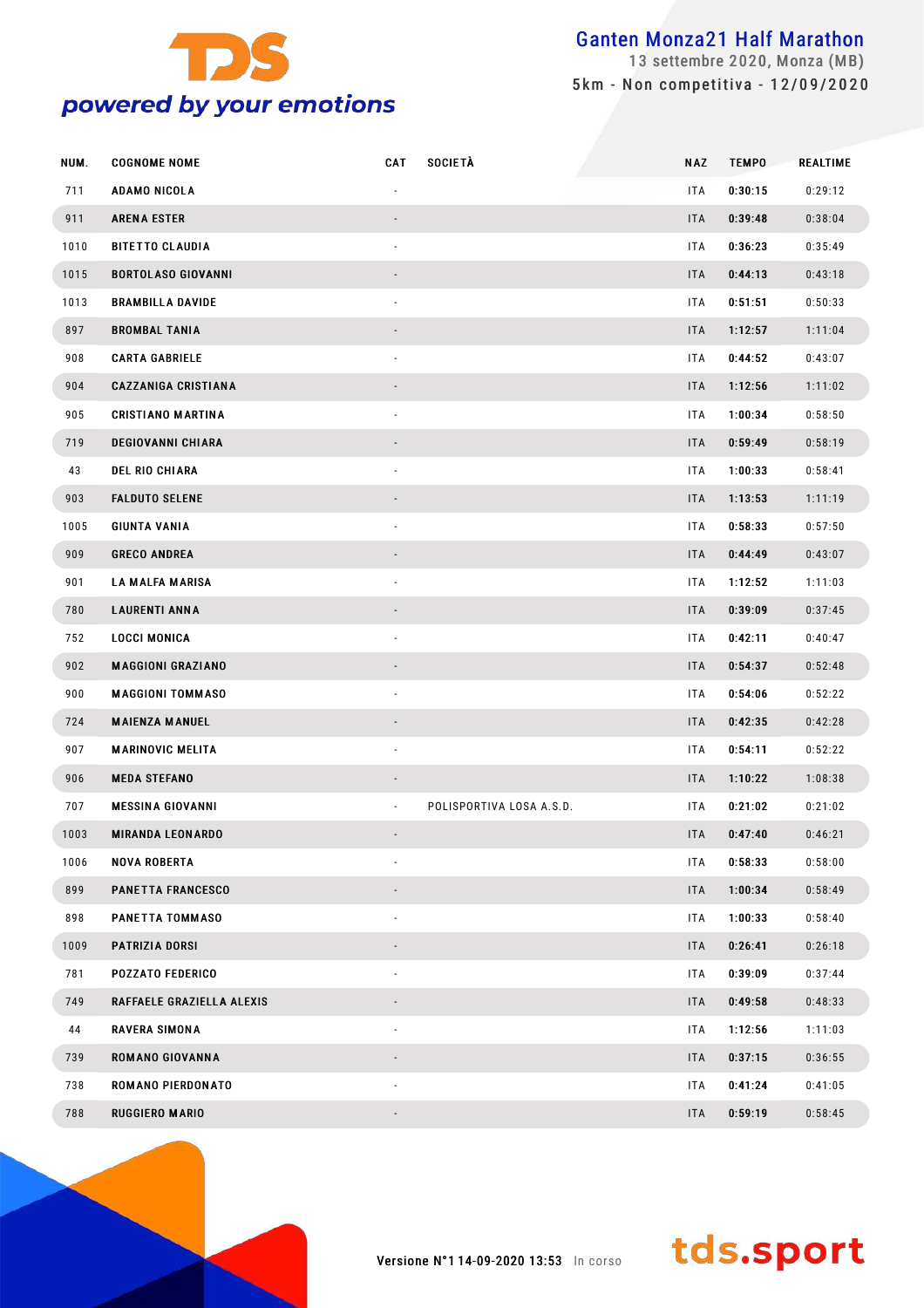# Ganten Monza21 Half Marathon

13 settembre 2020, Monza (MB)

5km - Non competitiva - 12/09/2020

| NUM. | COGNOME NOME | CAT | SOCIETÀ | NAZ | TEMPO | REALTIME |
|---|---|---|---|---|---|---|
| 711 | ADAMO NICOLA | - | | ITA | 0:30:15 | 0:29:12 |
| 911 | ARENA ESTER | - | | ITA | 0:39:48 | 0:38:04 |
| 1010 | BITETTO CLAUDIA | - | | ITA | 0:36:23 | 0:35:49 |
| 1015 | BORTOLASO GIOVANNI | - | | ITA | 0:44:13 | 0:43:18 |
| 1013 | BRAMBILLA DAVIDE | - | | ITA | 0:51:51 | 0:50:33 |
| 897 | BROMBAL TANIA | - | | ITA | 1:12:57 | 1:11:04 |
| 908 | CARTA GABRIELE | - | | ITA | 0:44:52 | 0:43:07 |
| 904 | CAZZANIGA CRISTIANA | - | | ITA | 1:12:56 | 1:11:02 |
| 905 | CRISTIANO MARTINA | - | | ITA | 1:00:34 | 0:58:50 |
| 719 | DEGIOVANNI CHIARA | - | | ITA | 0:59:49 | 0:58:19 |
| 43 | DEL RIO CHIARA | - | | ITA | 1:00:33 | 0:58:41 |
| 903 | FALDUTO SELENE | - | | ITA | 1:13:53 | 1:11:19 |
| 1005 | GIUNTA VANIA | - | | ITA | 0:58:33 | 0:57:50 |
| 909 | GRECO ANDREA | - | | ITA | 0:44:49 | 0:43:07 |
| 901 | LA MALFA MARISA | - | | ITA | 1:12:52 | 1:11:03 |
| 780 | LAURENTI ANNA | - | | ITA | 0:39:09 | 0:37:45 |
| 752 | LOCCI MONICA | - | | ITA | 0:42:11 | 0:40:47 |
| 902 | MAGGIONI GRAZIANO | - | | ITA | 0:54:37 | 0:52:48 |
| 900 | MAGGIONI TOMMASO | - | | ITA | 0:54:06 | 0:52:22 |
| 724 | MAIENZA MANUEL | - | | ITA | 0:42:35 | 0:42:28 |
| 907 | MARINOVIC MELITA | - | | ITA | 0:54:11 | 0:52:22 |
| 906 | MEDA STEFANO | - | | ITA | 1:10:22 | 1:08:38 |
| 707 | MESSINA GIOVANNI | - | POLISPORTIVA LOSA A.S.D. | ITA | 0:21:02 | 0:21:02 |
| 1003 | MIRANDA LEONARDO | - | | ITA | 0:47:40 | 0:46:21 |
| 1006 | NOVA ROBERTA | - | | ITA | 0:58:33 | 0:58:00 |
| 899 | PANETTA FRANCESCO | - | | ITA | 1:00:34 | 0:58:49 |
| 898 | PANETTA TOMMASO | - | | ITA | 1:00:33 | 0:58:40 |
| 1009 | PATRIZIA DORSI | - | | ITA | 0:26:41 | 0:26:18 |
| 781 | POZZATO FEDERICO | - | | ITA | 0:39:09 | 0:37:44 |
| 749 | RAFFAELE GRAZIELLA ALEXIS | - | | ITA | 0:49:58 | 0:48:33 |
| 44 | RAVERA SIMONA | - | | ITA | 1:12:56 | 1:11:03 |
| 739 | ROMANO GIOVANNA | - | | ITA | 0:37:15 | 0:36:55 |
| 738 | ROMANO PIERDONATO | - | | ITA | 0:41:24 | 0:41:05 |
| 788 | RUGGIERO MARIO | - | | ITA | 0:59:19 | 0:58:45 |

Versione N°1 14-09-2020 13:53 In corso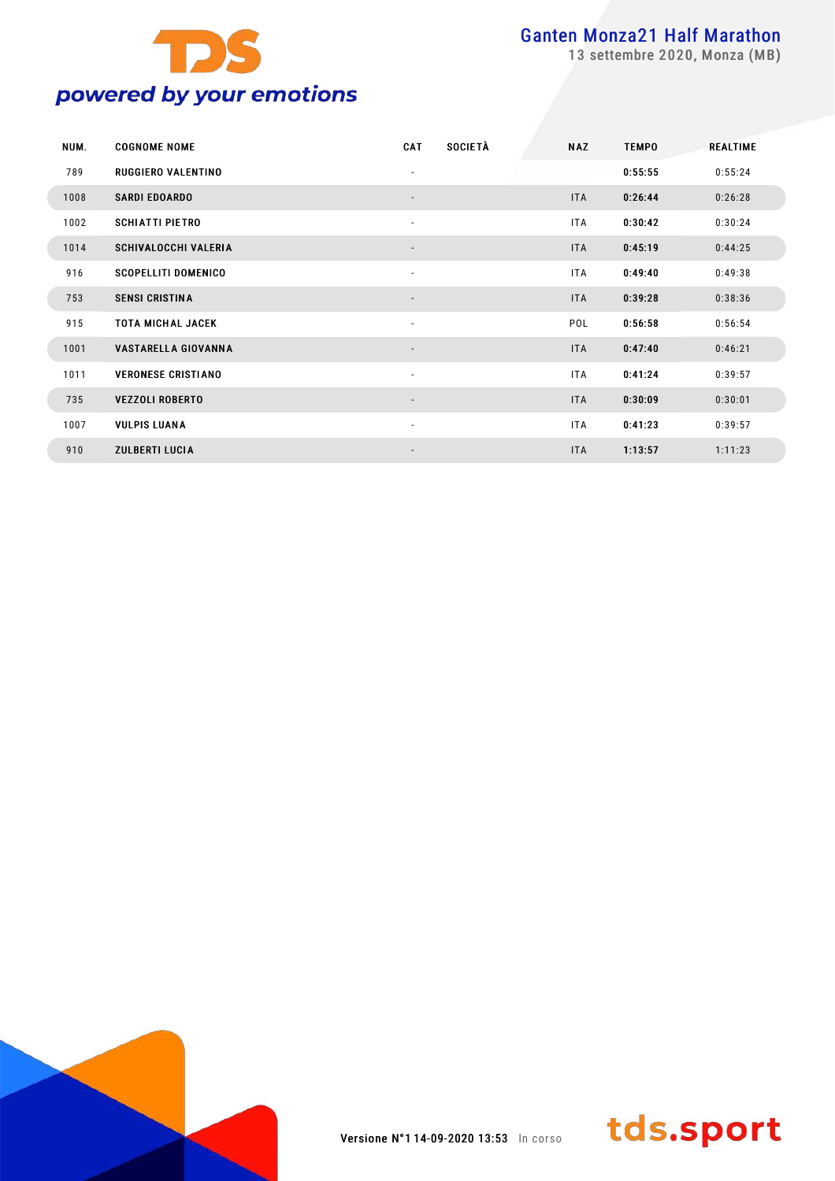| NUM. | COGNOME NOME | CAT | SOCIETÀ | NAZ | TEMPO | REALTIME |
|---|---|---|---|---|---|---|
| 789 | RUGGIERO VALENTINO | - | | | 0:55:55 | 0:55:24 |
| 1008 | SARDI EDOARDO | - | | ITA | 0:26:44 | 0:26:28 |
| 1002 | SCHIATTI PIETRO | - | | ITA | 0:30:42 | 0:30:24 |
| 1014 | SCHIVALOCCHI VALERIA | - | | ITA | 0:45:19 | 0:44:25 |
| 916 | SCOPELLITI DOMENICO | - | | ITA | 0:49:40 | 0:49:38 |
| 753 | SENSI CRISTINA | - | | ITA | 0:39:28 | 0:38:36 |
| 915 | TOTA MICHAL JACEK | - | | POL | 0:56:58 | 0:56:54 |
| 1001 | VASTARELLA GIOVANNA | - | | ITA | 0:47:40 | 0:46:21 |
| 1011 | VERONESE CRISTIANO | - | | ITA | 0:41:24 | 0:39:57 |
| 735 | VEZZOLI ROBERTO | - | | ITA | 0:30:09 | 0:30:01 |
| 1007 | VULPIS LUANA | - | | ITA | 0:41:23 | 0:39:57 |
| 910 | ZULBERTI LUCIA | - | | ITA | 1:13:57 | 1:11:23 |